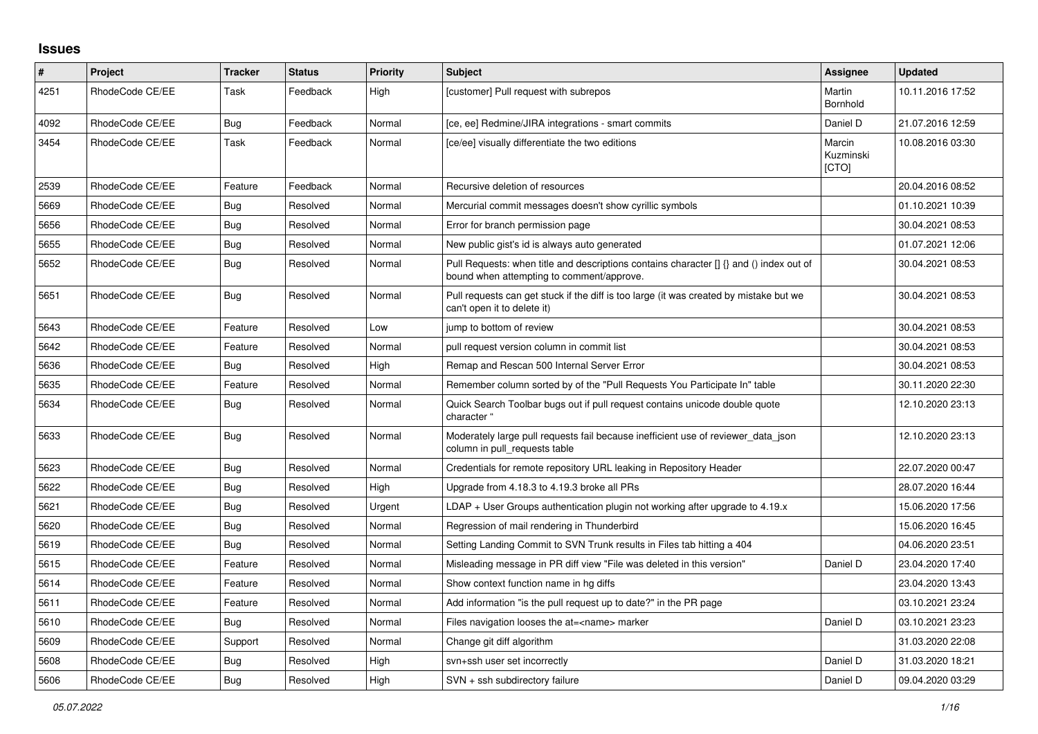## Issues

| # | Project | Tracker | Status | Priority | Subject | Assignee | Updated |
|---|---|---|---|---|---|---|---|
| 4251 | RhodeCode CE/EE | Task | Feedback | High | [customer] Pull request with subrepos | Martin Bornhold | 10.11.2016 17:52 |
| 4092 | RhodeCode CE/EE | Bug | Feedback | Normal | [ce, ee] Redmine/JIRA integrations - smart commits | Daniel D | 21.07.2016 12:59 |
| 3454 | RhodeCode CE/EE | Task | Feedback | Normal | [ce/ee] visually differentiate the two editions | Marcin Kuzminski [CTO] | 10.08.2016 03:30 |
| 2539 | RhodeCode CE/EE | Feature | Feedback | Normal | Recursive deletion of resources | | 20.04.2016 08:52 |
| 5669 | RhodeCode CE/EE | Bug | Resolved | Normal | Mercurial commit messages doesn't show cyrillic symbols | | 01.10.2021 10:39 |
| 5656 | RhodeCode CE/EE | Bug | Resolved | Normal | Error for branch permission page | | 30.04.2021 08:53 |
| 5655 | RhodeCode CE/EE | Bug | Resolved | Normal | New public gist's id is always auto generated | | 01.07.2021 12:06 |
| 5652 | RhodeCode CE/EE | Bug | Resolved | Normal | Pull Requests: when title and descriptions contains character [] {} and () index out of bound when attempting to comment/approve. | | 30.04.2021 08:53 |
| 5651 | RhodeCode CE/EE | Bug | Resolved | Normal | Pull requests can get stuck if the diff is too large (it was created by mistake but we can't open it to delete it) | | 30.04.2021 08:53 |
| 5643 | RhodeCode CE/EE | Feature | Resolved | Low | jump to bottom of review | | 30.04.2021 08:53 |
| 5642 | RhodeCode CE/EE | Feature | Resolved | Normal | pull request version column in commit list | | 30.04.2021 08:53 |
| 5636 | RhodeCode CE/EE | Bug | Resolved | High | Remap and Rescan 500 Internal Server Error | | 30.04.2021 08:53 |
| 5635 | RhodeCode CE/EE | Feature | Resolved | Normal | Remember column sorted by of the "Pull Requests You Participate In" table | | 30.11.2020 22:30 |
| 5634 | RhodeCode CE/EE | Bug | Resolved | Normal | Quick Search Toolbar bugs out if pull request contains unicode double quote character " | | 12.10.2020 23:13 |
| 5633 | RhodeCode CE/EE | Bug | Resolved | Normal | Moderately large pull requests fail because inefficient use of reviewer_data_json column in pull_requests table | | 12.10.2020 23:13 |
| 5623 | RhodeCode CE/EE | Bug | Resolved | Normal | Credentials for remote repository URL leaking in Repository Header | | 22.07.2020 00:47 |
| 5622 | RhodeCode CE/EE | Bug | Resolved | High | Upgrade from 4.18.3 to 4.19.3 broke all PRs | | 28.07.2020 16:44 |
| 5621 | RhodeCode CE/EE | Bug | Resolved | Urgent | LDAP + User Groups authentication plugin not working after upgrade to 4.19.x | | 15.06.2020 17:56 |
| 5620 | RhodeCode CE/EE | Bug | Resolved | Normal | Regression of mail rendering in Thunderbird | | 15.06.2020 16:45 |
| 5619 | RhodeCode CE/EE | Bug | Resolved | Normal | Setting Landing Commit to SVN Trunk results in Files tab hitting a 404 | | 04.06.2020 23:51 |
| 5615 | RhodeCode CE/EE | Feature | Resolved | Normal | Misleading message in PR diff view "File was deleted in this version" | Daniel D | 23.04.2020 17:40 |
| 5614 | RhodeCode CE/EE | Feature | Resolved | Normal | Show context function name in hg diffs | | 23.04.2020 13:43 |
| 5611 | RhodeCode CE/EE | Feature | Resolved | Normal | Add information "is the pull request up to date?" in the PR page | | 03.10.2021 23:24 |
| 5610 | RhodeCode CE/EE | Bug | Resolved | Normal | Files navigation looses the at=<name> marker | Daniel D | 03.10.2021 23:23 |
| 5609 | RhodeCode CE/EE | Support | Resolved | Normal | Change git diff algorithm | | 31.03.2020 22:08 |
| 5608 | RhodeCode CE/EE | Bug | Resolved | High | svn+ssh user set incorrectly | Daniel D | 31.03.2020 18:21 |
| 5606 | RhodeCode CE/EE | Bug | Resolved | High | SVN + ssh subdirectory failure | Daniel D | 09.04.2020 03:29 |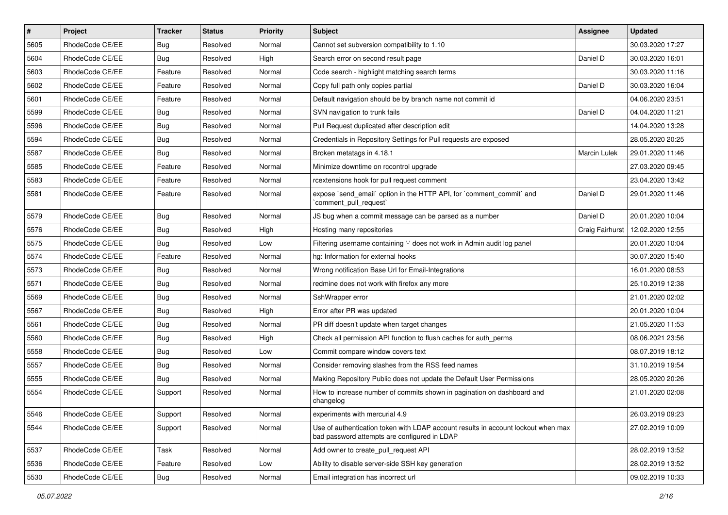| # | Project | Tracker | Status | Priority | Subject | Assignee | Updated |
|---|---|---|---|---|---|---|---|
| 5605 | RhodeCode CE/EE | Bug | Resolved | Normal | Cannot set subversion compatibility to 1.10 | | 30.03.2020 17:27 |
| 5604 | RhodeCode CE/EE | Bug | Resolved | High | Search error on second result page | Daniel D | 30.03.2020 16:01 |
| 5603 | RhodeCode CE/EE | Feature | Resolved | Normal | Code search - highlight matching search terms | | 30.03.2020 11:16 |
| 5602 | RhodeCode CE/EE | Feature | Resolved | Normal | Copy full path only copies partial | Daniel D | 30.03.2020 16:04 |
| 5601 | RhodeCode CE/EE | Feature | Resolved | Normal | Default navigation should be by branch name not commit id | | 04.06.2020 23:51 |
| 5599 | RhodeCode CE/EE | Bug | Resolved | Normal | SVN navigation to trunk fails | Daniel D | 04.04.2020 11:21 |
| 5596 | RhodeCode CE/EE | Bug | Resolved | Normal | Pull Request duplicated after description edit | | 14.04.2020 13:28 |
| 5594 | RhodeCode CE/EE | Bug | Resolved | Normal | Credentials in Repository Settings for Pull requests are exposed | | 28.05.2020 20:25 |
| 5587 | RhodeCode CE/EE | Bug | Resolved | Normal | Broken metatags in 4.18.1 | Marcin Lulek | 29.01.2020 11:46 |
| 5585 | RhodeCode CE/EE | Feature | Resolved | Normal | Minimize downtime on rccontrol upgrade | | 27.03.2020 09:45 |
| 5583 | RhodeCode CE/EE | Feature | Resolved | Normal | rcextensions hook for pull request comment | | 23.04.2020 13:42 |
| 5581 | RhodeCode CE/EE | Feature | Resolved | Normal | expose `send_email` option in the HTTP API, for `comment_commit` and `comment_pull_request` | Daniel D | 29.01.2020 11:46 |
| 5579 | RhodeCode CE/EE | Bug | Resolved | Normal | JS bug when a commit message can be parsed as a number | Daniel D | 20.01.2020 10:04 |
| 5576 | RhodeCode CE/EE | Bug | Resolved | High | Hosting many repositories | Craig Fairhurst | 12.02.2020 12:55 |
| 5575 | RhodeCode CE/EE | Bug | Resolved | Low | Filtering username containing '-' does not work in Admin audit log panel | | 20.01.2020 10:04 |
| 5574 | RhodeCode CE/EE | Feature | Resolved | Normal | hg: Information for external hooks | | 30.07.2020 15:40 |
| 5573 | RhodeCode CE/EE | Bug | Resolved | Normal | Wrong notification Base Url for Email-Integrations | | 16.01.2020 08:53 |
| 5571 | RhodeCode CE/EE | Bug | Resolved | Normal | redmine does not work with firefox any more | | 25.10.2019 12:38 |
| 5569 | RhodeCode CE/EE | Bug | Resolved | Normal | SshWrapper error | | 21.01.2020 02:02 |
| 5567 | RhodeCode CE/EE | Bug | Resolved | High | Error after PR was updated | | 20.01.2020 10:04 |
| 5561 | RhodeCode CE/EE | Bug | Resolved | Normal | PR diff doesn't update when target changes | | 21.05.2020 11:53 |
| 5560 | RhodeCode CE/EE | Bug | Resolved | High | Check all permission API function to flush caches for auth_perms | | 08.06.2021 23:56 |
| 5558 | RhodeCode CE/EE | Bug | Resolved | Low | Commit compare window covers text | | 08.07.2019 18:12 |
| 5557 | RhodeCode CE/EE | Bug | Resolved | Normal | Consider removing slashes from the RSS feed names | | 31.10.2019 19:54 |
| 5555 | RhodeCode CE/EE | Bug | Resolved | Normal | Making Repository Public does not update the Default User Permissions | | 28.05.2020 20:26 |
| 5554 | RhodeCode CE/EE | Support | Resolved | Normal | How to increase number of commits shown in pagination on dashboard and changelog | | 21.01.2020 02:08 |
| 5546 | RhodeCode CE/EE | Support | Resolved | Normal | experiments with mercurial 4.9 | | 26.03.2019 09:23 |
| 5544 | RhodeCode CE/EE | Support | Resolved | Normal | Use of authentication token with LDAP account results in account lockout when max bad password attempts are configured in LDAP | | 27.02.2019 10:09 |
| 5537 | RhodeCode CE/EE | Task | Resolved | Normal | Add owner to create_pull_request API | | 28.02.2019 13:52 |
| 5536 | RhodeCode CE/EE | Feature | Resolved | Low | Ability to disable server-side SSH key generation | | 28.02.2019 13:52 |
| 5530 | RhodeCode CE/EE | Bug | Resolved | Normal | Email integration has incorrect url | | 09.02.2019 10:33 |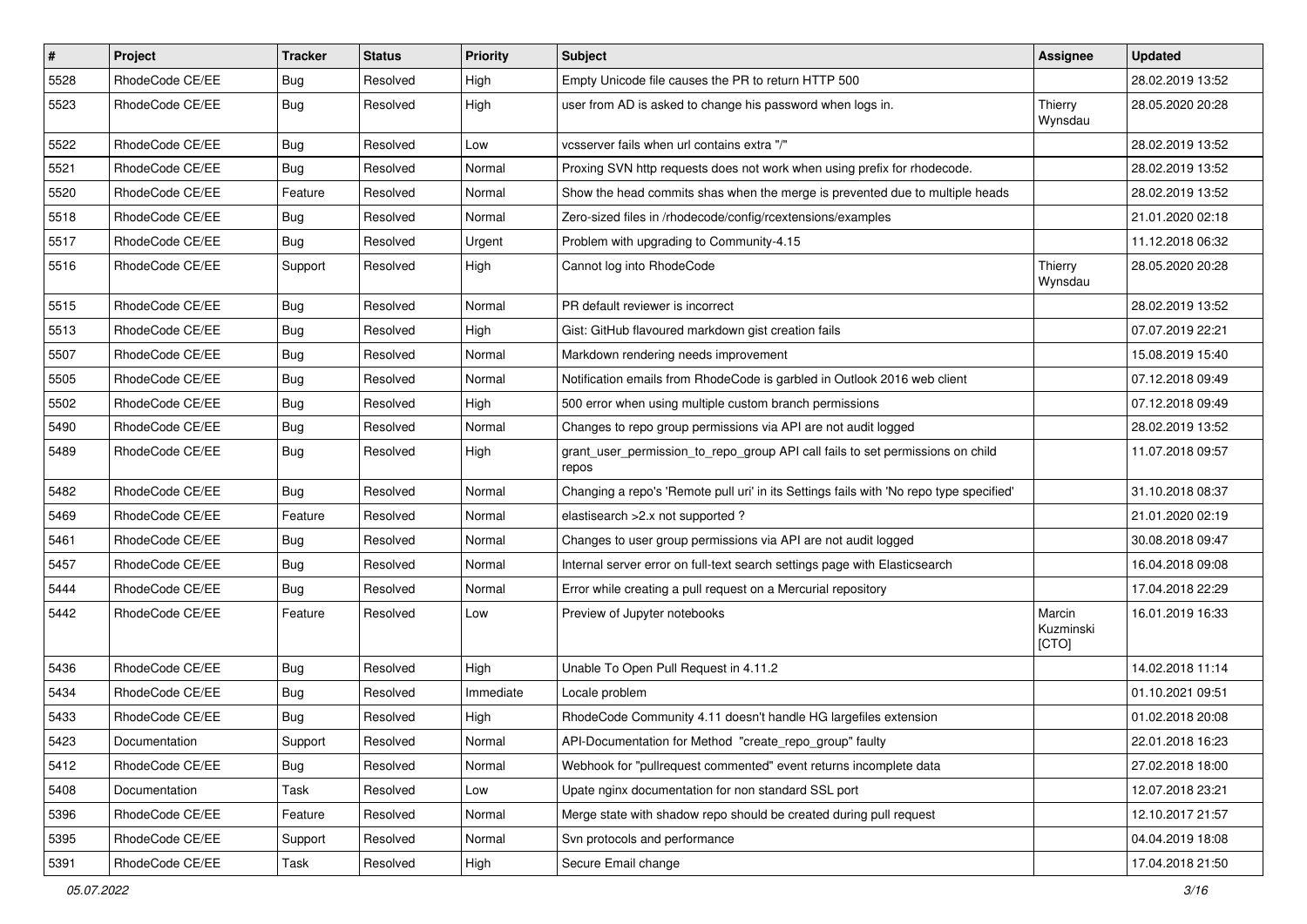| # | Project | Tracker | Status | Priority | Subject | Assignee | Updated |
| --- | --- | --- | --- | --- | --- | --- | --- |
| 5528 | RhodeCode CE/EE | Bug | Resolved | High | Empty Unicode file causes the PR to return HTTP 500 | | 28.02.2019 13:52 |
| 5523 | RhodeCode CE/EE | Bug | Resolved | High | user from AD is asked to change his password when logs in. | Thierry Wynsdau | 28.05.2020 20:28 |
| 5522 | RhodeCode CE/EE | Bug | Resolved | Low | vcsserver fails when url contains extra "/" | | 28.02.2019 13:52 |
| 5521 | RhodeCode CE/EE | Bug | Resolved | Normal | Proxing SVN http requests does not work when using prefix for rhodecode. | | 28.02.2019 13:52 |
| 5520 | RhodeCode CE/EE | Feature | Resolved | Normal | Show the head commits shas when the merge is prevented due to multiple heads | | 28.02.2019 13:52 |
| 5518 | RhodeCode CE/EE | Bug | Resolved | Normal | Zero-sized files in /rhodecode/config/rcextensions/examples | | 21.01.2020 02:18 |
| 5517 | RhodeCode CE/EE | Bug | Resolved | Urgent | Problem with upgrading to Community-4.15 | | 11.12.2018 06:32 |
| 5516 | RhodeCode CE/EE | Support | Resolved | High | Cannot log into RhodeCode | Thierry Wynsdau | 28.05.2020 20:28 |
| 5515 | RhodeCode CE/EE | Bug | Resolved | Normal | PR default reviewer is incorrect | | 28.02.2019 13:52 |
| 5513 | RhodeCode CE/EE | Bug | Resolved | High | Gist: GitHub flavoured markdown gist creation fails | | 07.07.2019 22:21 |
| 5507 | RhodeCode CE/EE | Bug | Resolved | Normal | Markdown rendering needs improvement | | 15.08.2019 15:40 |
| 5505 | RhodeCode CE/EE | Bug | Resolved | Normal | Notification emails from RhodeCode is garbled in Outlook 2016 web client | | 07.12.2018 09:49 |
| 5502 | RhodeCode CE/EE | Bug | Resolved | High | 500 error when using multiple custom branch permissions | | 07.12.2018 09:49 |
| 5490 | RhodeCode CE/EE | Bug | Resolved | Normal | Changes to repo group permissions via API are not audit logged | | 28.02.2019 13:52 |
| 5489 | RhodeCode CE/EE | Bug | Resolved | High | grant_user_permission_to_repo_group API call fails to set permissions on child repos | | 11.07.2018 09:57 |
| 5482 | RhodeCode CE/EE | Bug | Resolved | Normal | Changing a repo's 'Remote pull uri' in its Settings fails with 'No repo type specified' | | 31.10.2018 08:37 |
| 5469 | RhodeCode CE/EE | Feature | Resolved | Normal | elastisearch >2.x not supported ? | | 21.01.2020 02:19 |
| 5461 | RhodeCode CE/EE | Bug | Resolved | Normal | Changes to user group permissions via API are not audit logged | | 30.08.2018 09:47 |
| 5457 | RhodeCode CE/EE | Bug | Resolved | Normal | Internal server error on full-text search settings page with Elasticsearch | | 16.04.2018 09:08 |
| 5444 | RhodeCode CE/EE | Bug | Resolved | Normal | Error while creating a pull request on a Mercurial repository | | 17.04.2018 22:29 |
| 5442 | RhodeCode CE/EE | Feature | Resolved | Low | Preview of Jupyter notebooks | Marcin Kuzminski [CTO] | 16.01.2019 16:33 |
| 5436 | RhodeCode CE/EE | Bug | Resolved | High | Unable To Open Pull Request in 4.11.2 | | 14.02.2018 11:14 |
| 5434 | RhodeCode CE/EE | Bug | Resolved | Immediate | Locale problem | | 01.10.2021 09:51 |
| 5433 | RhodeCode CE/EE | Bug | Resolved | High | RhodeCode Community 4.11 doesn't handle HG largefiles extension | | 01.02.2018 20:08 |
| 5423 | Documentation | Support | Resolved | Normal | API-Documentation for Method "create_repo_group" faulty | | 22.01.2018 16:23 |
| 5412 | RhodeCode CE/EE | Bug | Resolved | Normal | Webhook for "pullrequest commented" event returns incomplete data | | 27.02.2018 18:00 |
| 5408 | Documentation | Task | Resolved | Low | Upate nginx documentation for non standard SSL port | | 12.07.2018 23:21 |
| 5396 | RhodeCode CE/EE | Feature | Resolved | Normal | Merge state with shadow repo should be created during pull request | | 12.10.2017 21:57 |
| 5395 | RhodeCode CE/EE | Support | Resolved | Normal | Svn protocols and performance | | 04.04.2019 18:08 |
| 5391 | RhodeCode CE/EE | Task | Resolved | High | Secure Email change | | 17.04.2018 21:50 |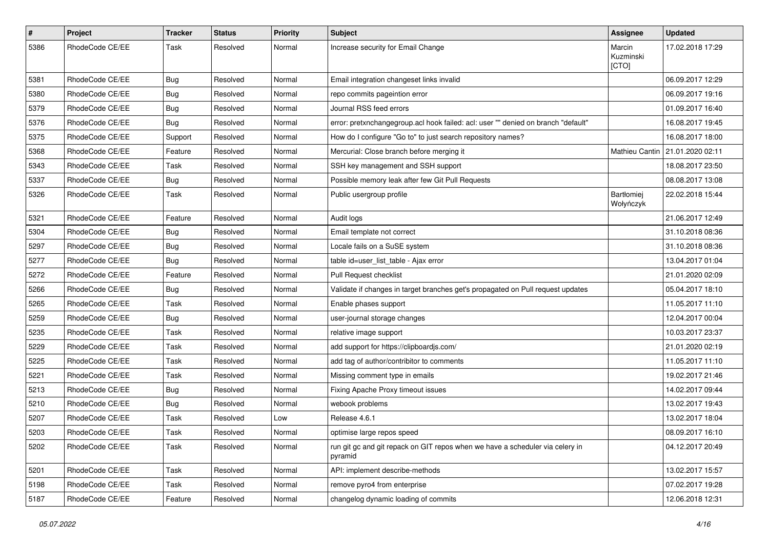| # | Project | Tracker | Status | Priority | Subject | Assignee | Updated |
|---|---|---|---|---|---|---|---|
| 5386 | RhodeCode CE/EE | Task | Resolved | Normal | Increase security for Email Change | Marcin Kuzminski [CTO] | 17.02.2018 17:29 |
| 5381 | RhodeCode CE/EE | Bug | Resolved | Normal | Email integration changeset links invalid | | 06.09.2017 12:29 |
| 5380 | RhodeCode CE/EE | Bug | Resolved | Normal | repo commits pageintion error | | 06.09.2017 19:16 |
| 5379 | RhodeCode CE/EE | Bug | Resolved | Normal | Journal RSS feed errors | | 01.09.2017 16:40 |
| 5376 | RhodeCode CE/EE | Bug | Resolved | Normal | error: pretxnchangegroup.acl hook failed: acl: user "" denied on branch "default" | | 16.08.2017 19:45 |
| 5375 | RhodeCode CE/EE | Support | Resolved | Normal | How do I configure "Go to" to just search repository names? | | 16.08.2017 18:00 |
| 5368 | RhodeCode CE/EE | Feature | Resolved | Normal | Mercurial: Close branch before merging it | Mathieu Cantin | 21.01.2020 02:11 |
| 5343 | RhodeCode CE/EE | Task | Resolved | Normal | SSH key management and SSH support | | 18.08.2017 23:50 |
| 5337 | RhodeCode CE/EE | Bug | Resolved | Normal | Possible memory leak after few Git Pull Requests | | 08.08.2017 13:08 |
| 5326 | RhodeCode CE/EE | Task | Resolved | Normal | Public usergroup profile | Bartłomiej Wołyńczyk | 22.02.2018 15:44 |
| 5321 | RhodeCode CE/EE | Feature | Resolved | Normal | Audit logs | | 21.06.2017 12:49 |
| 5304 | RhodeCode CE/EE | Bug | Resolved | Normal | Email template not correct | | 31.10.2018 08:36 |
| 5297 | RhodeCode CE/EE | Bug | Resolved | Normal | Locale fails on a SuSE system | | 31.10.2018 08:36 |
| 5277 | RhodeCode CE/EE | Bug | Resolved | Normal | table id=user_list_table - Ajax error | | 13.04.2017 01:04 |
| 5272 | RhodeCode CE/EE | Feature | Resolved | Normal | Pull Request checklist | | 21.01.2020 02:09 |
| 5266 | RhodeCode CE/EE | Bug | Resolved | Normal | Validate if changes in target branches get's propagated on Pull request updates | | 05.04.2017 18:10 |
| 5265 | RhodeCode CE/EE | Task | Resolved | Normal | Enable phases support | | 11.05.2017 11:10 |
| 5259 | RhodeCode CE/EE | Bug | Resolved | Normal | user-journal storage changes | | 12.04.2017 00:04 |
| 5235 | RhodeCode CE/EE | Task | Resolved | Normal | relative image support | | 10.03.2017 23:37 |
| 5229 | RhodeCode CE/EE | Task | Resolved | Normal | add support for https://clipboardjs.com/ | | 21.01.2020 02:19 |
| 5225 | RhodeCode CE/EE | Task | Resolved | Normal | add tag of author/contribitor to comments | | 11.05.2017 11:10 |
| 5221 | RhodeCode CE/EE | Task | Resolved | Normal | Missing comment type in emails | | 19.02.2017 21:46 |
| 5213 | RhodeCode CE/EE | Bug | Resolved | Normal | Fixing Apache Proxy timeout issues | | 14.02.2017 09:44 |
| 5210 | RhodeCode CE/EE | Bug | Resolved | Normal | webook problems | | 13.02.2017 19:43 |
| 5207 | RhodeCode CE/EE | Task | Resolved | Low | Release 4.6.1 | | 13.02.2017 18:04 |
| 5203 | RhodeCode CE/EE | Task | Resolved | Normal | optimise large repos speed | | 08.09.2017 16:10 |
| 5202 | RhodeCode CE/EE | Task | Resolved | Normal | run git gc and git repack on GIT repos when we have a scheduler via celery in pyramid | | 04.12.2017 20:49 |
| 5201 | RhodeCode CE/EE | Task | Resolved | Normal | API: implement describe-methods | | 13.02.2017 15:57 |
| 5198 | RhodeCode CE/EE | Task | Resolved | Normal | remove pyro4 from enterprise | | 07.02.2017 19:28 |
| 5187 | RhodeCode CE/EE | Feature | Resolved | Normal | changelog dynamic loading of commits | | 12.06.2018 12:31 |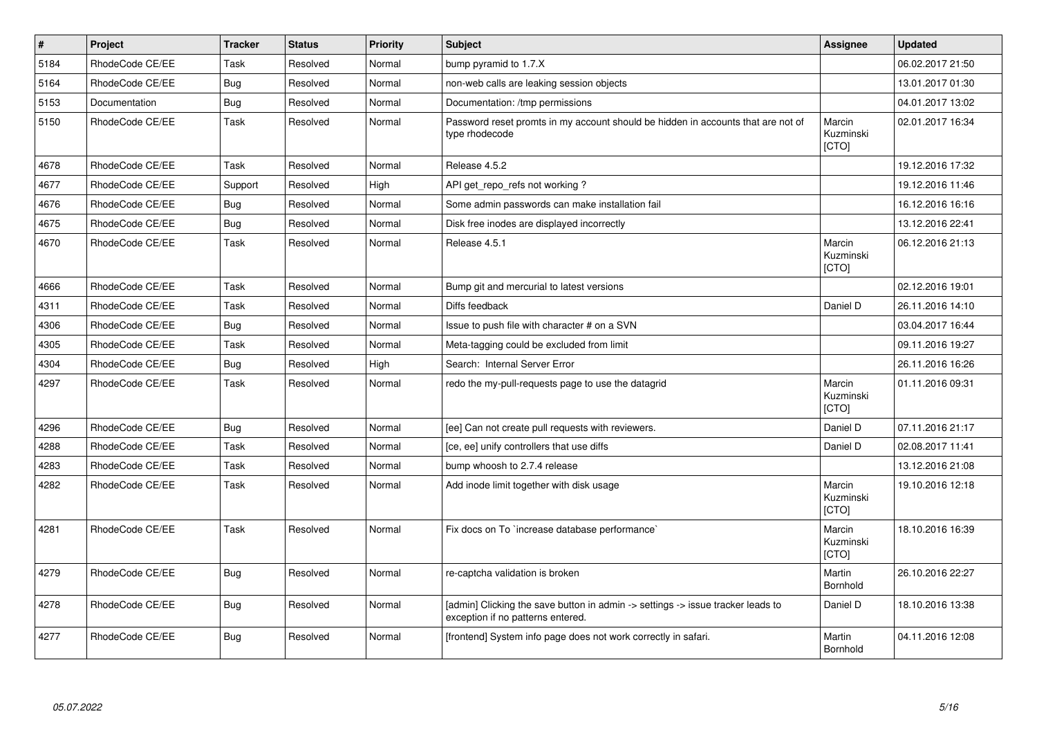| # | Project | Tracker | Status | Priority | Subject | Assignee | Updated |
|---|---|---|---|---|---|---|---|
| 5184 | RhodeCode CE/EE | Task | Resolved | Normal | bump pyramid to 1.7.X | | 06.02.2017 21:50 |
| 5164 | RhodeCode CE/EE | Bug | Resolved | Normal | non-web calls are leaking session objects | | 13.01.2017 01:30 |
| 5153 | Documentation | Bug | Resolved | Normal | Documentation: /tmp permissions | | 04.01.2017 13:02 |
| 5150 | RhodeCode CE/EE | Task | Resolved | Normal | Password reset promts in my account should be hidden in accounts that are not of type rhodecode | Marcin Kuzminski [CTO] | 02.01.2017 16:34 |
| 4678 | RhodeCode CE/EE | Task | Resolved | Normal | Release 4.5.2 | | 19.12.2016 17:32 |
| 4677 | RhodeCode CE/EE | Support | Resolved | High | API get_repo_refs not working ? | | 19.12.2016 11:46 |
| 4676 | RhodeCode CE/EE | Bug | Resolved | Normal | Some admin passwords can make installation fail | | 16.12.2016 16:16 |
| 4675 | RhodeCode CE/EE | Bug | Resolved | Normal | Disk free inodes are displayed incorrectly | | 13.12.2016 22:41 |
| 4670 | RhodeCode CE/EE | Task | Resolved | Normal | Release 4.5.1 | Marcin Kuzminski [CTO] | 06.12.2016 21:13 |
| 4666 | RhodeCode CE/EE | Task | Resolved | Normal | Bump git and mercurial to latest versions | | 02.12.2016 19:01 |
| 4311 | RhodeCode CE/EE | Task | Resolved | Normal | Diffs feedback | Daniel D | 26.11.2016 14:10 |
| 4306 | RhodeCode CE/EE | Bug | Resolved | Normal | Issue to push file with character # on a SVN | | 03.04.2017 16:44 |
| 4305 | RhodeCode CE/EE | Task | Resolved | Normal | Meta-tagging could be excluded from limit | | 09.11.2016 19:27 |
| 4304 | RhodeCode CE/EE | Bug | Resolved | High | Search: Internal Server Error | | 26.11.2016 16:26 |
| 4297 | RhodeCode CE/EE | Task | Resolved | Normal | redo the my-pull-requests page to use the datagrid | Marcin Kuzminski [CTO] | 01.11.2016 09:31 |
| 4296 | RhodeCode CE/EE | Bug | Resolved | Normal | [ee] Can not create pull requests with reviewers. | Daniel D | 07.11.2016 21:17 |
| 4288 | RhodeCode CE/EE | Task | Resolved | Normal | [ce, ee] unify controllers that use diffs | Daniel D | 02.08.2017 11:41 |
| 4283 | RhodeCode CE/EE | Task | Resolved | Normal | bump whoosh to 2.7.4 release | | 13.12.2016 21:08 |
| 4282 | RhodeCode CE/EE | Task | Resolved | Normal | Add inode limit together with disk usage | Marcin Kuzminski [CTO] | 19.10.2016 12:18 |
| 4281 | RhodeCode CE/EE | Task | Resolved | Normal | Fix docs on To `increase database performance` | Marcin Kuzminski [CTO] | 18.10.2016 16:39 |
| 4279 | RhodeCode CE/EE | Bug | Resolved | Normal | re-captcha validation is broken | Martin Bornhold | 26.10.2016 22:27 |
| 4278 | RhodeCode CE/EE | Bug | Resolved | Normal | [admin] Clicking the save button in admin -> settings -> issue tracker leads to exception if no patterns entered. | Daniel D | 18.10.2016 13:38 |
| 4277 | RhodeCode CE/EE | Bug | Resolved | Normal | [frontend] System info page does not work correctly in safari. | Martin Bornhold | 04.11.2016 12:08 |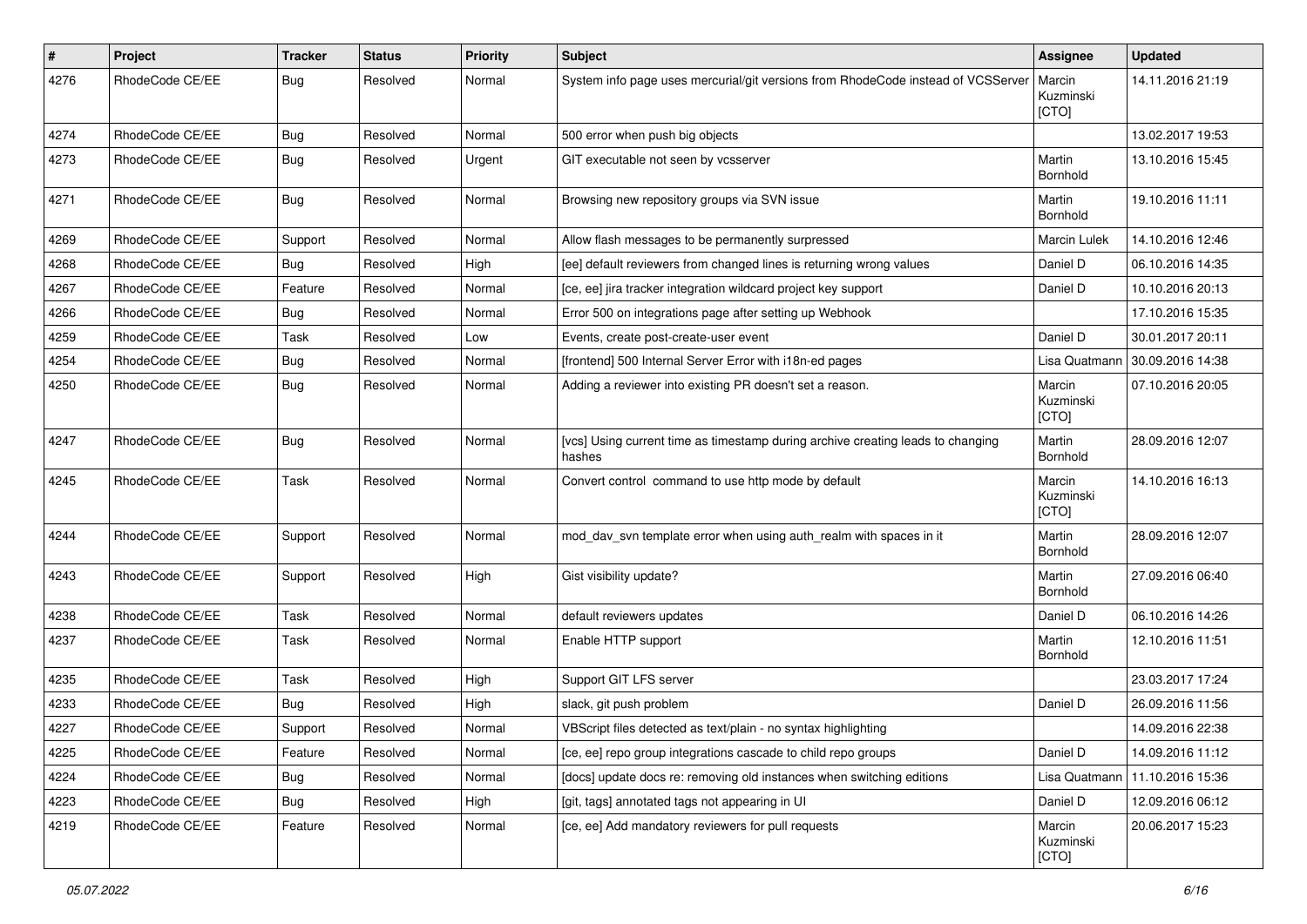| # | Project | Tracker | Status | Priority | Subject | Assignee | Updated |
|---|---|---|---|---|---|---|---|
| 4276 | RhodeCode CE/EE | Bug | Resolved | Normal | System info page uses mercurial/git versions from RhodeCode instead of VCSServer | Marcin Kuzminski [CTO] | 14.11.2016 21:19 |
| 4274 | RhodeCode CE/EE | Bug | Resolved | Normal | 500 error when push big objects | | 13.02.2017 19:53 |
| 4273 | RhodeCode CE/EE | Bug | Resolved | Urgent | GIT executable not seen by vcsserver | Martin Bornhold | 13.10.2016 15:45 |
| 4271 | RhodeCode CE/EE | Bug | Resolved | Normal | Browsing new repository groups via SVN issue | Martin Bornhold | 19.10.2016 11:11 |
| 4269 | RhodeCode CE/EE | Support | Resolved | Normal | Allow flash messages to be permanently surpressed | Marcin Lulek | 14.10.2016 12:46 |
| 4268 | RhodeCode CE/EE | Bug | Resolved | High | [ee] default reviewers from changed lines is returning wrong values | Daniel D | 06.10.2016 14:35 |
| 4267 | RhodeCode CE/EE | Feature | Resolved | Normal | [ce, ee] jira tracker integration wildcard project key support | Daniel D | 10.10.2016 20:13 |
| 4266 | RhodeCode CE/EE | Bug | Resolved | Normal | Error 500 on integrations page after setting up Webhook | | 17.10.2016 15:35 |
| 4259 | RhodeCode CE/EE | Task | Resolved | Low | Events, create post-create-user event | Daniel D | 30.01.2017 20:11 |
| 4254 | RhodeCode CE/EE | Bug | Resolved | Normal | [frontend] 500 Internal Server Error with i18n-ed pages | Lisa Quatmann | 30.09.2016 14:38 |
| 4250 | RhodeCode CE/EE | Bug | Resolved | Normal | Adding a reviewer into existing PR doesn't set a reason. | Marcin Kuzminski [CTO] | 07.10.2016 20:05 |
| 4247 | RhodeCode CE/EE | Bug | Resolved | Normal | [vcs] Using current time as timestamp during archive creating leads to changing hashes | Martin Bornhold | 28.09.2016 12:07 |
| 4245 | RhodeCode CE/EE | Task | Resolved | Normal | Convert control command to use http mode by default | Marcin Kuzminski [CTO] | 14.10.2016 16:13 |
| 4244 | RhodeCode CE/EE | Support | Resolved | Normal | mod_dav_svn template error when using auth_realm with spaces in it | Martin Bornhold | 28.09.2016 12:07 |
| 4243 | RhodeCode CE/EE | Support | Resolved | High | Gist visibility update? | Martin Bornhold | 27.09.2016 06:40 |
| 4238 | RhodeCode CE/EE | Task | Resolved | Normal | default reviewers updates | Daniel D | 06.10.2016 14:26 |
| 4237 | RhodeCode CE/EE | Task | Resolved | Normal | Enable HTTP support | Martin Bornhold | 12.10.2016 11:51 |
| 4235 | RhodeCode CE/EE | Task | Resolved | High | Support GIT LFS server | | 23.03.2017 17:24 |
| 4233 | RhodeCode CE/EE | Bug | Resolved | High | slack, git push problem | Daniel D | 26.09.2016 11:56 |
| 4227 | RhodeCode CE/EE | Support | Resolved | Normal | VBScript files detected as text/plain - no syntax highlighting | | 14.09.2016 22:38 |
| 4225 | RhodeCode CE/EE | Feature | Resolved | Normal | [ce, ee] repo group integrations cascade to child repo groups | Daniel D | 14.09.2016 11:12 |
| 4224 | RhodeCode CE/EE | Bug | Resolved | Normal | [docs] update docs re: removing old instances when switching editions | Lisa Quatmann | 11.10.2016 15:36 |
| 4223 | RhodeCode CE/EE | Bug | Resolved | High | [git, tags] annotated tags not appearing in UI | Daniel D | 12.09.2016 06:12 |
| 4219 | RhodeCode CE/EE | Feature | Resolved | Normal | [ce, ee] Add mandatory reviewers for pull requests | Marcin Kuzminski [CTO] | 20.06.2017 15:23 |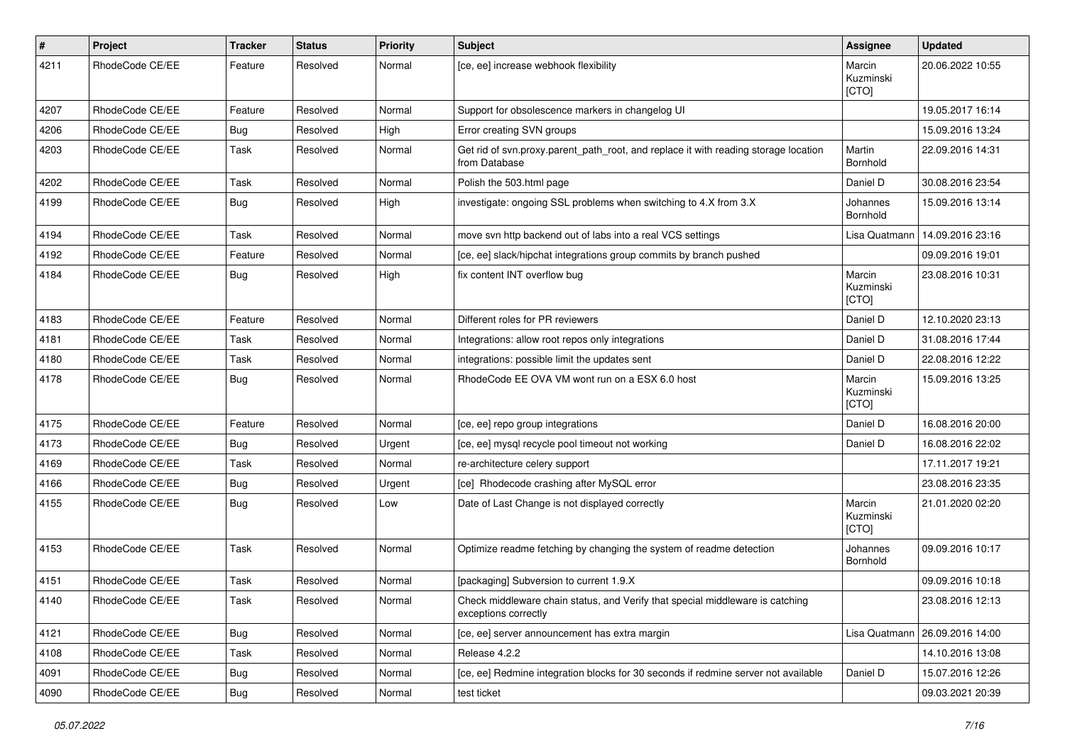| # | Project | Tracker | Status | Priority | Subject | Assignee | Updated |
|---|---|---|---|---|---|---|---|
| 4211 | RhodeCode CE/EE | Feature | Resolved | Normal | [ce, ee] increase webhook flexibility | Marcin Kuzminski [CTO] | 20.06.2022 10:55 |
| 4207 | RhodeCode CE/EE | Feature | Resolved | Normal | Support for obsolescence markers in changelog UI | | 19.05.2017 16:14 |
| 4206 | RhodeCode CE/EE | Bug | Resolved | High | Error creating SVN groups | | 15.09.2016 13:24 |
| 4203 | RhodeCode CE/EE | Task | Resolved | Normal | Get rid of svn.proxy.parent_path_root, and replace it with reading storage location from Database | Martin Bornhold | 22.09.2016 14:31 |
| 4202 | RhodeCode CE/EE | Task | Resolved | Normal | Polish the 503.html page | Daniel D | 30.08.2016 23:54 |
| 4199 | RhodeCode CE/EE | Bug | Resolved | High | investigate: ongoing SSL problems when switching to 4.X from 3.X | Johannes Bornhold | 15.09.2016 13:14 |
| 4194 | RhodeCode CE/EE | Task | Resolved | Normal | move svn http backend out of labs into a real VCS settings | Lisa Quatmann | 14.09.2016 23:16 |
| 4192 | RhodeCode CE/EE | Feature | Resolved | Normal | [ce, ee] slack/hipchat integrations group commits by branch pushed | | 09.09.2016 19:01 |
| 4184 | RhodeCode CE/EE | Bug | Resolved | High | fix content INT overflow bug | Marcin Kuzminski [CTO] | 23.08.2016 10:31 |
| 4183 | RhodeCode CE/EE | Feature | Resolved | Normal | Different roles for PR reviewers | Daniel D | 12.10.2020 23:13 |
| 4181 | RhodeCode CE/EE | Task | Resolved | Normal | Integrations: allow root repos only integrations | Daniel D | 31.08.2016 17:44 |
| 4180 | RhodeCode CE/EE | Task | Resolved | Normal | integrations: possible limit the updates sent | Daniel D | 22.08.2016 12:22 |
| 4178 | RhodeCode CE/EE | Bug | Resolved | Normal | RhodeCode EE OVA VM wont run on a ESX 6.0 host | Marcin Kuzminski [CTO] | 15.09.2016 13:25 |
| 4175 | RhodeCode CE/EE | Feature | Resolved | Normal | [ce, ee] repo group integrations | Daniel D | 16.08.2016 20:00 |
| 4173 | RhodeCode CE/EE | Bug | Resolved | Urgent | [ce, ee] mysql recycle pool timeout not working | Daniel D | 16.08.2016 22:02 |
| 4169 | RhodeCode CE/EE | Task | Resolved | Normal | re-architecture celery support | | 17.11.2017 19:21 |
| 4166 | RhodeCode CE/EE | Bug | Resolved | Urgent | [ce] Rhodecode crashing after MySQL error | | 23.08.2016 23:35 |
| 4155 | RhodeCode CE/EE | Bug | Resolved | Low | Date of Last Change is not displayed correctly | Marcin Kuzminski [CTO] | 21.01.2020 02:20 |
| 4153 | RhodeCode CE/EE | Task | Resolved | Normal | Optimize readme fetching by changing the system of readme detection | Johannes Bornhold | 09.09.2016 10:17 |
| 4151 | RhodeCode CE/EE | Task | Resolved | Normal | [packaging] Subversion to current 1.9.X | | 09.09.2016 10:18 |
| 4140 | RhodeCode CE/EE | Task | Resolved | Normal | Check middleware chain status, and Verify that special middleware is catching exceptions correctly | | 23.08.2016 12:13 |
| 4121 | RhodeCode CE/EE | Bug | Resolved | Normal | [ce, ee] server announcement has extra margin | Lisa Quatmann | 26.09.2016 14:00 |
| 4108 | RhodeCode CE/EE | Task | Resolved | Normal | Release 4.2.2 | | 14.10.2016 13:08 |
| 4091 | RhodeCode CE/EE | Bug | Resolved | Normal | [ce, ee] Redmine integration blocks for 30 seconds if redmine server not available | Daniel D | 15.07.2016 12:26 |
| 4090 | RhodeCode CE/EE | Bug | Resolved | Normal | test ticket | | 09.03.2021 20:39 |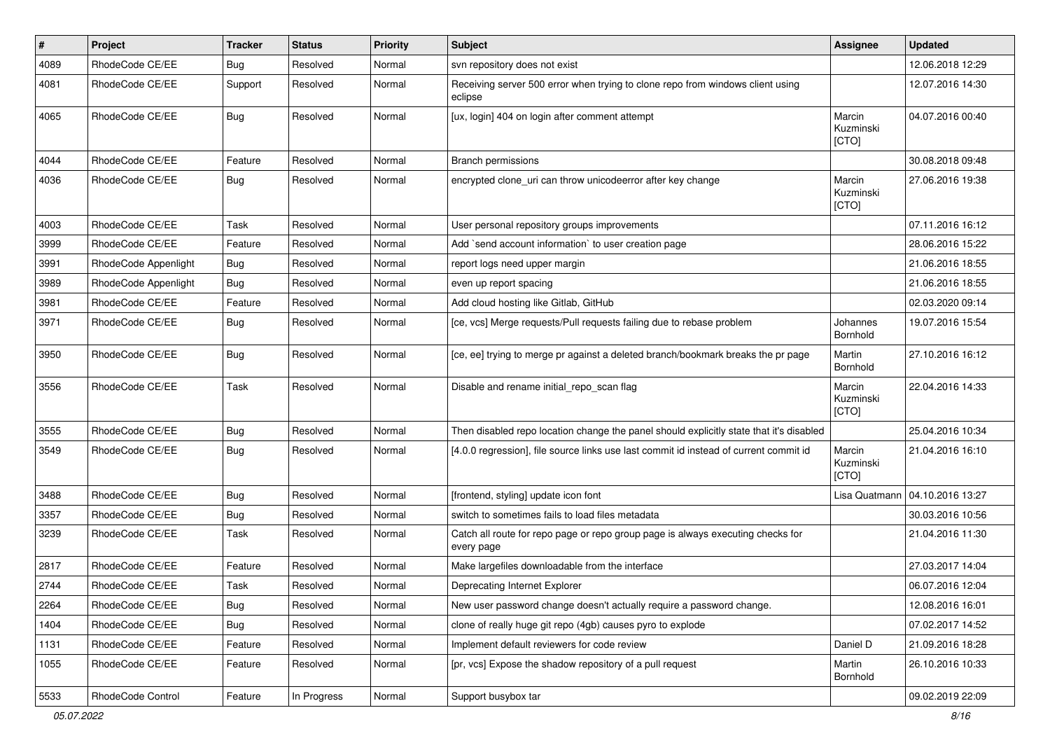| # | Project | Tracker | Status | Priority | Subject | Assignee | Updated |
| --- | --- | --- | --- | --- | --- | --- | --- |
| 4089 | RhodeCode CE/EE | Bug | Resolved | Normal | svn repository does not exist | | 12.06.2018 12:29 |
| 4081 | RhodeCode CE/EE | Support | Resolved | Normal | Receiving server 500 error when trying to clone repo from windows client using eclipse | | 12.07.2016 14:30 |
| 4065 | RhodeCode CE/EE | Bug | Resolved | Normal | [ux, login] 404 on login after comment attempt | Marcin Kuzminski [CTO] | 04.07.2016 00:40 |
| 4044 | RhodeCode CE/EE | Feature | Resolved | Normal | Branch permissions | | 30.08.2018 09:48 |
| 4036 | RhodeCode CE/EE | Bug | Resolved | Normal | encrypted clone_uri can throw unicodeerror after key change | Marcin Kuzminski [CTO] | 27.06.2016 19:38 |
| 4003 | RhodeCode CE/EE | Task | Resolved | Normal | User personal repository groups improvements | | 07.11.2016 16:12 |
| 3999 | RhodeCode CE/EE | Feature | Resolved | Normal | Add `send account information` to user creation page | | 28.06.2016 15:22 |
| 3991 | RhodeCode Appenlight | Bug | Resolved | Normal | report logs need upper margin | | 21.06.2016 18:55 |
| 3989 | RhodeCode Appenlight | Bug | Resolved | Normal | even up report spacing | | 21.06.2016 18:55 |
| 3981 | RhodeCode CE/EE | Feature | Resolved | Normal | Add cloud hosting like Gitlab, GitHub | | 02.03.2020 09:14 |
| 3971 | RhodeCode CE/EE | Bug | Resolved | Normal | [ce, vcs] Merge requests/Pull requests failing due to rebase problem | Johannes Bornhold | 19.07.2016 15:54 |
| 3950 | RhodeCode CE/EE | Bug | Resolved | Normal | [ce, ee] trying to merge pr against a deleted branch/bookmark breaks the pr page | Martin Bornhold | 27.10.2016 16:12 |
| 3556 | RhodeCode CE/EE | Task | Resolved | Normal | Disable and rename initial_repo_scan flag | Marcin Kuzminski [CTO] | 22.04.2016 14:33 |
| 3555 | RhodeCode CE/EE | Bug | Resolved | Normal | Then disabled repo location change the panel should explicitly state that it's disabled | | 25.04.2016 10:34 |
| 3549 | RhodeCode CE/EE | Bug | Resolved | Normal | [4.0.0 regression], file source links use last commit id instead of current commit id | Marcin Kuzminski [CTO] | 21.04.2016 16:10 |
| 3488 | RhodeCode CE/EE | Bug | Resolved | Normal | [frontend, styling] update icon font | Lisa Quatmann | 04.10.2016 13:27 |
| 3357 | RhodeCode CE/EE | Bug | Resolved | Normal | switch to sometimes fails to load files metadata | | 30.03.2016 10:56 |
| 3239 | RhodeCode CE/EE | Task | Resolved | Normal | Catch all route for repo page or repo group page is always executing checks for every page | | 21.04.2016 11:30 |
| 2817 | RhodeCode CE/EE | Feature | Resolved | Normal | Make largefiles downloadable from the interface | | 27.03.2017 14:04 |
| 2744 | RhodeCode CE/EE | Task | Resolved | Normal | Deprecating Internet Explorer | | 06.07.2016 12:04 |
| 2264 | RhodeCode CE/EE | Bug | Resolved | Normal | New user password change doesn't actually require a password change. | | 12.08.2016 16:01 |
| 1404 | RhodeCode CE/EE | Bug | Resolved | Normal | clone of really huge git repo (4gb) causes pyro to explode | | 07.02.2017 14:52 |
| 1131 | RhodeCode CE/EE | Feature | Resolved | Normal | Implement default reviewers for code review | Daniel D | 21.09.2016 18:28 |
| 1055 | RhodeCode CE/EE | Feature | Resolved | Normal | [pr, vcs] Expose the shadow repository of a pull request | Martin Bornhold | 26.10.2016 10:33 |
| 5533 | RhodeCode Control | Feature | In Progress | Normal | Support busybox tar | | 09.02.2019 22:09 |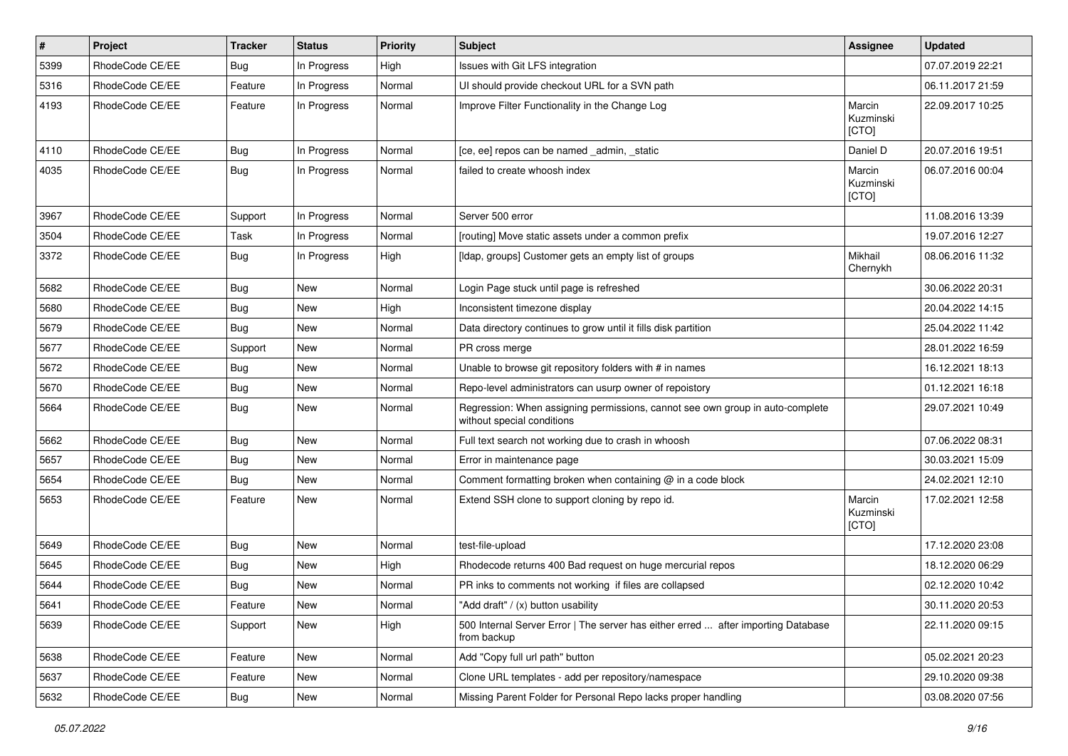| # | Project | Tracker | Status | Priority | Subject | Assignee | Updated |
|---|---|---|---|---|---|---|---|
| 5399 | RhodeCode CE/EE | Bug | In Progress | High | Issues with Git LFS integration | | 07.07.2019 22:21 |
| 5316 | RhodeCode CE/EE | Feature | In Progress | Normal | UI should provide checkout URL for a SVN path | | 06.11.2017 21:59 |
| 4193 | RhodeCode CE/EE | Feature | In Progress | Normal | Improve Filter Functionality in the Change Log | Marcin Kuzminski [CTO] | 22.09.2017 10:25 |
| 4110 | RhodeCode CE/EE | Bug | In Progress | Normal | [ce, ee] repos can be named _admin, _static | Daniel D | 20.07.2016 19:51 |
| 4035 | RhodeCode CE/EE | Bug | In Progress | Normal | failed to create whoosh index | Marcin Kuzminski [CTO] | 06.07.2016 00:04 |
| 3967 | RhodeCode CE/EE | Support | In Progress | Normal | Server 500 error | | 11.08.2016 13:39 |
| 3504 | RhodeCode CE/EE | Task | In Progress | Normal | [routing] Move static assets under a common prefix | | 19.07.2016 12:27 |
| 3372 | RhodeCode CE/EE | Bug | In Progress | High | [ldap, groups] Customer gets an empty list of groups | Mikhail Chernykh | 08.06.2016 11:32 |
| 5682 | RhodeCode CE/EE | Bug | New | Normal | Login Page stuck until page is refreshed | | 30.06.2022 20:31 |
| 5680 | RhodeCode CE/EE | Bug | New | High | Inconsistent timezone display | | 20.04.2022 14:15 |
| 5679 | RhodeCode CE/EE | Bug | New | Normal | Data directory continues to grow until it fills disk partition | | 25.04.2022 11:42 |
| 5677 | RhodeCode CE/EE | Support | New | Normal | PR cross merge | | 28.01.2022 16:59 |
| 5672 | RhodeCode CE/EE | Bug | New | Normal | Unable to browse git repository folders with # in names | | 16.12.2021 18:13 |
| 5670 | RhodeCode CE/EE | Bug | New | Normal | Repo-level administrators can usurp owner of repoistory | | 01.12.2021 16:18 |
| 5664 | RhodeCode CE/EE | Bug | New | Normal | Regression: When assigning permissions, cannot see own group in auto-complete without special conditions | | 29.07.2021 10:49 |
| 5662 | RhodeCode CE/EE | Bug | New | Normal | Full text search not working due to crash in whoosh | | 07.06.2022 08:31 |
| 5657 | RhodeCode CE/EE | Bug | New | Normal | Error in maintenance page | | 30.03.2021 15:09 |
| 5654 | RhodeCode CE/EE | Bug | New | Normal | Comment formatting broken when containing @ in a code block | | 24.02.2021 12:10 |
| 5653 | RhodeCode CE/EE | Feature | New | Normal | Extend SSH clone to support cloning by repo id. | Marcin Kuzminski [CTO] | 17.02.2021 12:58 |
| 5649 | RhodeCode CE/EE | Bug | New | Normal | test-file-upload | | 17.12.2020 23:08 |
| 5645 | RhodeCode CE/EE | Bug | New | High | Rhodecode returns 400 Bad request on huge mercurial repos | | 18.12.2020 06:29 |
| 5644 | RhodeCode CE/EE | Bug | New | Normal | PR inks to comments not working if files are collapsed | | 02.12.2020 10:42 |
| 5641 | RhodeCode CE/EE | Feature | New | Normal | "Add draft" / (x) button usability | | 30.11.2020 20:53 |
| 5639 | RhodeCode CE/EE | Support | New | High | 500 Internal Server Error \| The server has either erred ... after importing Database from backup | | 22.11.2020 09:15 |
| 5638 | RhodeCode CE/EE | Feature | New | Normal | Add "Copy full url path" button | | 05.02.2021 20:23 |
| 5637 | RhodeCode CE/EE | Feature | New | Normal | Clone URL templates - add per repository/namespace | | 29.10.2020 09:38 |
| 5632 | RhodeCode CE/EE | Bug | New | Normal | Missing Parent Folder for Personal Repo lacks proper handling | | 03.08.2020 07:56 |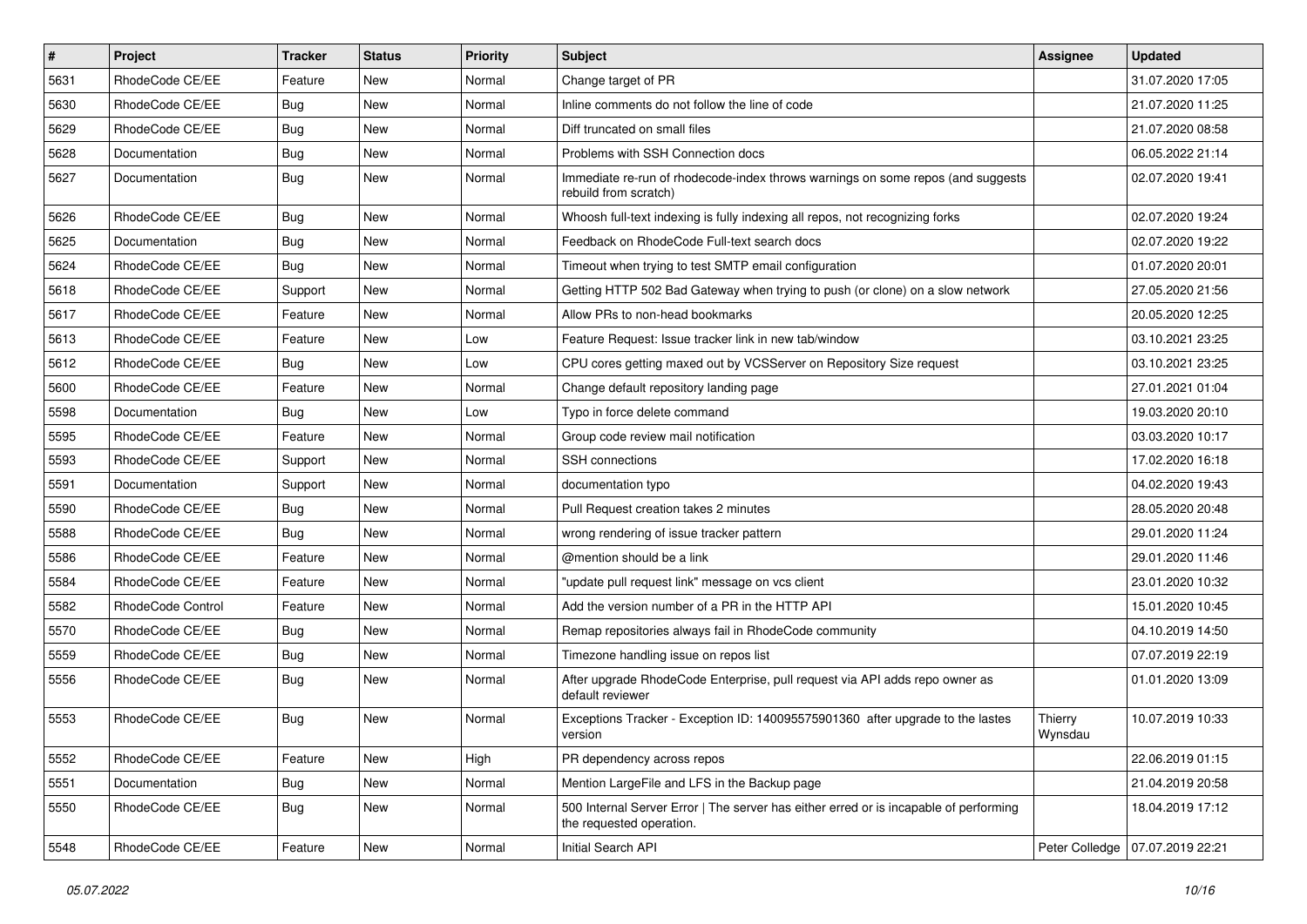| # | Project | Tracker | Status | Priority | Subject | Assignee | Updated |
| --- | --- | --- | --- | --- | --- | --- | --- |
| 5631 | RhodeCode CE/EE | Feature | New | Normal | Change target of PR | | 31.07.2020 17:05 |
| 5630 | RhodeCode CE/EE | Bug | New | Normal | Inline comments do not follow the line of code | | 21.07.2020 11:25 |
| 5629 | RhodeCode CE/EE | Bug | New | Normal | Diff truncated on small files | | 21.07.2020 08:58 |
| 5628 | Documentation | Bug | New | Normal | Problems with SSH Connection docs | | 06.05.2022 21:14 |
| 5627 | Documentation | Bug | New | Normal | Immediate re-run of rhodecode-index throws warnings on some repos (and suggests rebuild from scratch) | | 02.07.2020 19:41 |
| 5626 | RhodeCode CE/EE | Bug | New | Normal | Whoosh full-text indexing is fully indexing all repos, not recognizing forks | | 02.07.2020 19:24 |
| 5625 | Documentation | Bug | New | Normal | Feedback on RhodeCode Full-text search docs | | 02.07.2020 19:22 |
| 5624 | RhodeCode CE/EE | Bug | New | Normal | Timeout when trying to test SMTP email configuration | | 01.07.2020 20:01 |
| 5618 | RhodeCode CE/EE | Support | New | Normal | Getting HTTP 502 Bad Gateway when trying to push (or clone) on a slow network | | 27.05.2020 21:56 |
| 5617 | RhodeCode CE/EE | Feature | New | Normal | Allow PRs to non-head bookmarks | | 20.05.2020 12:25 |
| 5613 | RhodeCode CE/EE | Feature | New | Low | Feature Request: Issue tracker link in new tab/window | | 03.10.2021 23:25 |
| 5612 | RhodeCode CE/EE | Bug | New | Low | CPU cores getting maxed out by VCSServer on Repository Size request | | 03.10.2021 23:25 |
| 5600 | RhodeCode CE/EE | Feature | New | Normal | Change default repository landing page | | 27.01.2021 01:04 |
| 5598 | Documentation | Bug | New | Low | Typo in force delete command | | 19.03.2020 20:10 |
| 5595 | RhodeCode CE/EE | Feature | New | Normal | Group code review mail notification | | 03.03.2020 10:17 |
| 5593 | RhodeCode CE/EE | Support | New | Normal | SSH connections | | 17.02.2020 16:18 |
| 5591 | Documentation | Support | New | Normal | documentation typo | | 04.02.2020 19:43 |
| 5590 | RhodeCode CE/EE | Bug | New | Normal | Pull Request creation takes 2 minutes | | 28.05.2020 20:48 |
| 5588 | RhodeCode CE/EE | Bug | New | Normal | wrong rendering of issue tracker pattern | | 29.01.2020 11:24 |
| 5586 | RhodeCode CE/EE | Feature | New | Normal | @mention should be a link | | 29.01.2020 11:46 |
| 5584 | RhodeCode CE/EE | Feature | New | Normal | "update pull request link" message on vcs client | | 23.01.2020 10:32 |
| 5582 | RhodeCode Control | Feature | New | Normal | Add the version number of a PR in the HTTP API | | 15.01.2020 10:45 |
| 5570 | RhodeCode CE/EE | Bug | New | Normal | Remap repositories always fail in RhodeCode community | | 04.10.2019 14:50 |
| 5559 | RhodeCode CE/EE | Bug | New | Normal | Timezone handling issue on repos list | | 07.07.2019 22:19 |
| 5556 | RhodeCode CE/EE | Bug | New | Normal | After upgrade RhodeCode Enterprise, pull request via API adds repo owner as default reviewer | | 01.01.2020 13:09 |
| 5553 | RhodeCode CE/EE | Bug | New | Normal | Exceptions Tracker - Exception ID: 140095575901360 after upgrade to the lastes version | Thierry Wynsdau | 10.07.2019 10:33 |
| 5552 | RhodeCode CE/EE | Feature | New | High | PR dependency across repos | | 22.06.2019 01:15 |
| 5551 | Documentation | Bug | New | Normal | Mention LargeFile and LFS in the Backup page | | 21.04.2019 20:58 |
| 5550 | RhodeCode CE/EE | Bug | New | Normal | 500 Internal Server Error \| The server has either erred or is incapable of performing the requested operation. | | 18.04.2019 17:12 |
| 5548 | RhodeCode CE/EE | Feature | New | Normal | Initial Search API | Peter Colledge | 07.07.2019 22:21 |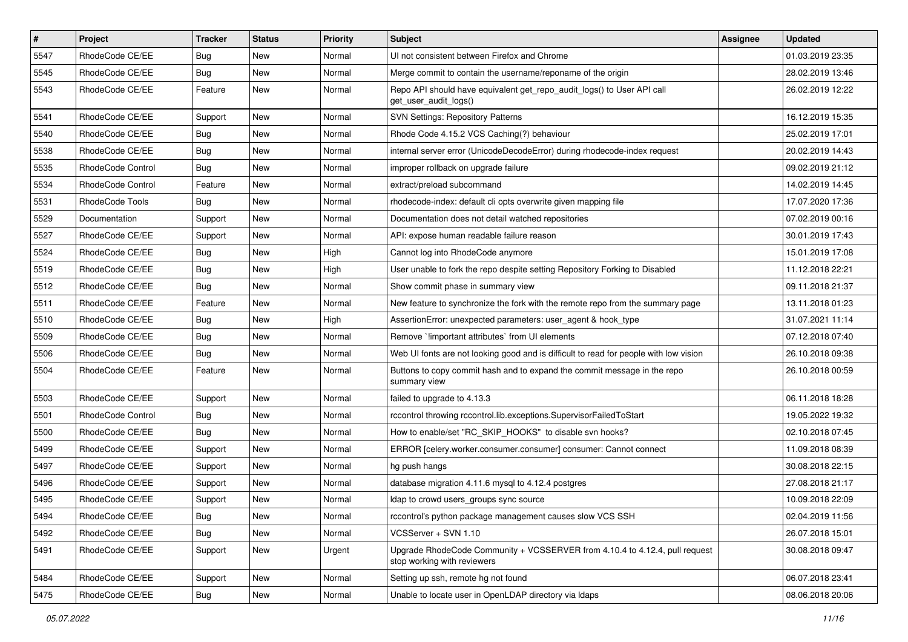| # | Project | Tracker | Status | Priority | Subject | Assignee | Updated |
|---|---|---|---|---|---|---|---|
| 5547 | RhodeCode CE/EE | Bug | New | Normal | UI not consistent between Firefox and Chrome | | 01.03.2019 23:35 |
| 5545 | RhodeCode CE/EE | Bug | New | Normal | Merge commit to contain the username/reponame of the origin | | 28.02.2019 13:46 |
| 5543 | RhodeCode CE/EE | Feature | New | Normal | Repo API should have equivalent get_repo_audit_logs() to User API call get_user_audit_logs() | | 26.02.2019 12:22 |
| 5541 | RhodeCode CE/EE | Support | New | Normal | SVN Settings: Repository Patterns | | 16.12.2019 15:35 |
| 5540 | RhodeCode CE/EE | Bug | New | Normal | Rhode Code 4.15.2 VCS Caching(?) behaviour | | 25.02.2019 17:01 |
| 5538 | RhodeCode CE/EE | Bug | New | Normal | internal server error (UnicodeDecodeError) during rhodecode-index request | | 20.02.2019 14:43 |
| 5535 | RhodeCode Control | Bug | New | Normal | improper rollback on upgrade failure | | 09.02.2019 21:12 |
| 5534 | RhodeCode Control | Feature | New | Normal | extract/preload subcommand | | 14.02.2019 14:45 |
| 5531 | RhodeCode Tools | Bug | New | Normal | rhodecode-index: default cli opts overwrite given mapping file | | 17.07.2020 17:36 |
| 5529 | Documentation | Support | New | Normal | Documentation does not detail watched repositories | | 07.02.2019 00:16 |
| 5527 | RhodeCode CE/EE | Support | New | Normal | API: expose human readable failure reason | | 30.01.2019 17:43 |
| 5524 | RhodeCode CE/EE | Bug | New | High | Cannot log into RhodeCode anymore | | 15.01.2019 17:08 |
| 5519 | RhodeCode CE/EE | Bug | New | High | User unable to fork the repo despite setting Repository Forking to Disabled | | 11.12.2018 22:21 |
| 5512 | RhodeCode CE/EE | Bug | New | Normal | Show commit phase in summary view | | 09.11.2018 21:37 |
| 5511 | RhodeCode CE/EE | Feature | New | Normal | New feature to synchronize the fork with the remote repo from the summary page | | 13.11.2018 01:23 |
| 5510 | RhodeCode CE/EE | Bug | New | High | AssertionError: unexpected parameters: user_agent & hook_type | | 31.07.2021 11:14 |
| 5509 | RhodeCode CE/EE | Bug | New | Normal | Remove `!important attributes` from UI elements | | 07.12.2018 07:40 |
| 5506 | RhodeCode CE/EE | Bug | New | Normal | Web UI fonts are not looking good and is difficult to read for people with low vision | | 26.10.2018 09:38 |
| 5504 | RhodeCode CE/EE | Feature | New | Normal | Buttons to copy commit hash and to expand the commit message in the repo summary view | | 26.10.2018 00:59 |
| 5503 | RhodeCode CE/EE | Support | New | Normal | failed to upgrade to 4.13.3 | | 06.11.2018 18:28 |
| 5501 | RhodeCode Control | Bug | New | Normal | rccontrol throwing rccontrol.lib.exceptions.SupervisorFailedToStart | | 19.05.2022 19:32 |
| 5500 | RhodeCode CE/EE | Bug | New | Normal | How to enable/set "RC_SKIP_HOOKS" to disable svn hooks? | | 02.10.2018 07:45 |
| 5499 | RhodeCode CE/EE | Support | New | Normal | ERROR [celery.worker.consumer.consumer] consumer: Cannot connect | | 11.09.2018 08:39 |
| 5497 | RhodeCode CE/EE | Support | New | Normal | hg push hangs | | 30.08.2018 22:15 |
| 5496 | RhodeCode CE/EE | Support | New | Normal | database migration 4.11.6 mysql to 4.12.4 postgres | | 27.08.2018 21:17 |
| 5495 | RhodeCode CE/EE | Support | New | Normal | ldap to crowd users_groups sync source | | 10.09.2018 22:09 |
| 5494 | RhodeCode CE/EE | Bug | New | Normal | rccontrol's python package management causes slow VCS SSH | | 02.04.2019 11:56 |
| 5492 | RhodeCode CE/EE | Bug | New | Normal | VCSServer + SVN 1.10 | | 26.07.2018 15:01 |
| 5491 | RhodeCode CE/EE | Support | New | Urgent | Upgrade RhodeCode Community + VCSSERVER from 4.10.4 to 4.12.4, pull request stop working with reviewers | | 30.08.2018 09:47 |
| 5484 | RhodeCode CE/EE | Support | New | Normal | Setting up ssh, remote hg not found | | 06.07.2018 23:41 |
| 5475 | RhodeCode CE/EE | Bug | New | Normal | Unable to locate user in OpenLDAP directory via ldaps | | 08.06.2018 20:06 |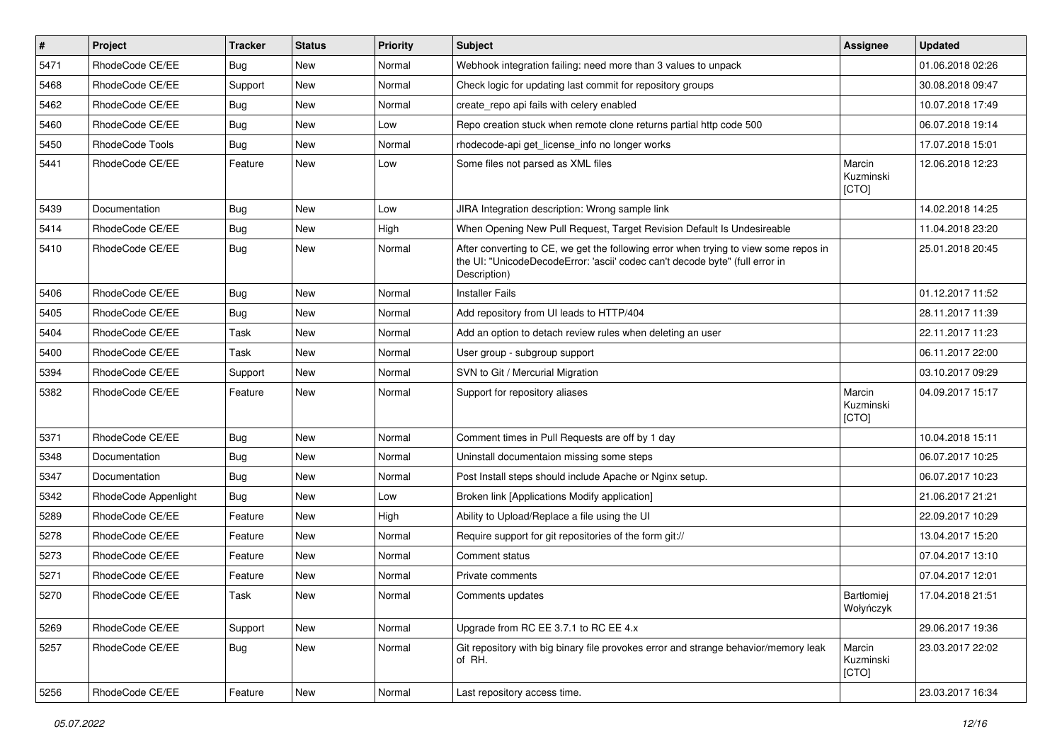| # | Project | Tracker | Status | Priority | Subject | Assignee | Updated |
| --- | --- | --- | --- | --- | --- | --- | --- |
| 5471 | RhodeCode CE/EE | Bug | New | Normal | Webhook integration failing: need more than 3 values to unpack | | 01.06.2018 02:26 |
| 5468 | RhodeCode CE/EE | Support | New | Normal | Check logic for updating last commit for repository groups | | 30.08.2018 09:47 |
| 5462 | RhodeCode CE/EE | Bug | New | Normal | create_repo api fails with celery enabled | | 10.07.2018 17:49 |
| 5460 | RhodeCode CE/EE | Bug | New | Low | Repo creation stuck when remote clone returns partial http code 500 | | 06.07.2018 19:14 |
| 5450 | RhodeCode Tools | Bug | New | Normal | rhodecode-api get_license_info no longer works | | 17.07.2018 15:01 |
| 5441 | RhodeCode CE/EE | Feature | New | Low | Some files not parsed as XML files | Marcin Kuzminski [CTO] | 12.06.2018 12:23 |
| 5439 | Documentation | Bug | New | Low | JIRA Integration description: Wrong sample link | | 14.02.2018 14:25 |
| 5414 | RhodeCode CE/EE | Bug | New | High | When Opening New Pull Request, Target Revision Default Is Undesireable | | 11.04.2018 23:20 |
| 5410 | RhodeCode CE/EE | Bug | New | Normal | After converting to CE, we get the following error when trying to view some repos in the UI: "UnicodeDecodeError: 'ascii' codec can't decode byte" (full error in Description) | | 25.01.2018 20:45 |
| 5406 | RhodeCode CE/EE | Bug | New | Normal | Installer Fails | | 01.12.2017 11:52 |
| 5405 | RhodeCode CE/EE | Bug | New | Normal | Add repository from UI leads to HTTP/404 | | 28.11.2017 11:39 |
| 5404 | RhodeCode CE/EE | Task | New | Normal | Add an option to detach review rules when deleting an user | | 22.11.2017 11:23 |
| 5400 | RhodeCode CE/EE | Task | New | Normal | User group - subgroup support | | 06.11.2017 22:00 |
| 5394 | RhodeCode CE/EE | Support | New | Normal | SVN to Git / Mercurial Migration | | 03.10.2017 09:29 |
| 5382 | RhodeCode CE/EE | Feature | New | Normal | Support for repository aliases | Marcin Kuzminski [CTO] | 04.09.2017 15:17 |
| 5371 | RhodeCode CE/EE | Bug | New | Normal | Comment times in Pull Requests are off by 1 day | | 10.04.2018 15:11 |
| 5348 | Documentation | Bug | New | Normal | Uninstall documentaion missing some steps | | 06.07.2017 10:25 |
| 5347 | Documentation | Bug | New | Normal | Post Install steps should include Apache or Nginx setup. | | 06.07.2017 10:23 |
| 5342 | RhodeCode Appenlight | Bug | New | Low | Broken link [Applications Modify application] | | 21.06.2017 21:21 |
| 5289 | RhodeCode CE/EE | Feature | New | High | Ability to Upload/Replace a file using the UI | | 22.09.2017 10:29 |
| 5278 | RhodeCode CE/EE | Feature | New | Normal | Require support for git repositories of the form git:// | | 13.04.2017 15:20 |
| 5273 | RhodeCode CE/EE | Feature | New | Normal | Comment status | | 07.04.2017 13:10 |
| 5271 | RhodeCode CE/EE | Feature | New | Normal | Private comments | | 07.04.2017 12:01 |
| 5270 | RhodeCode CE/EE | Task | New | Normal | Comments updates | Bartłomiej Wołyńczyk | 17.04.2018 21:51 |
| 5269 | RhodeCode CE/EE | Support | New | Normal | Upgrade from RC EE 3.7.1 to RC EE 4.x | | 29.06.2017 19:36 |
| 5257 | RhodeCode CE/EE | Bug | New | Normal | Git repository with big binary file provokes error and strange behavior/memory leak of RH. | Marcin Kuzminski [CTO] | 23.03.2017 22:02 |
| 5256 | RhodeCode CE/EE | Feature | New | Normal | Last repository access time. | | 23.03.2017 16:34 |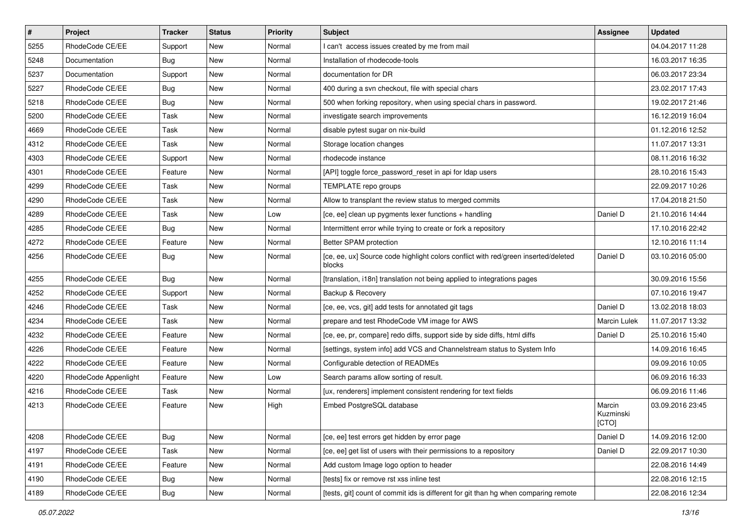| # | Project | Tracker | Status | Priority | Subject | Assignee | Updated |
|---|---|---|---|---|---|---|---|
| 5255 | RhodeCode CE/EE | Support | New | Normal | I can't  access issues created by me from mail | | 04.04.2017 11:28 |
| 5248 | Documentation | Bug | New | Normal | Installation of rhodecode-tools | | 16.03.2017 16:35 |
| 5237 | Documentation | Support | New | Normal | documentation for DR | | 06.03.2017 23:34 |
| 5227 | RhodeCode CE/EE | Bug | New | Normal | 400 during a svn checkout, file with special chars | | 23.02.2017 17:43 |
| 5218 | RhodeCode CE/EE | Bug | New | Normal | 500 when forking repository, when using special chars in password. | | 19.02.2017 21:46 |
| 5200 | RhodeCode CE/EE | Task | New | Normal | investigate search improvements | | 16.12.2019 16:04 |
| 4669 | RhodeCode CE/EE | Task | New | Normal | disable pytest sugar on nix-build | | 01.12.2016 12:52 |
| 4312 | RhodeCode CE/EE | Task | New | Normal | Storage location changes | | 11.07.2017 13:31 |
| 4303 | RhodeCode CE/EE | Support | New | Normal | rhodecode instance | | 08.11.2016 16:32 |
| 4301 | RhodeCode CE/EE | Feature | New | Normal | [API] toggle force_password_reset in api for ldap users | | 28.10.2016 15:43 |
| 4299 | RhodeCode CE/EE | Task | New | Normal | TEMPLATE repo groups | | 22.09.2017 10:26 |
| 4290 | RhodeCode CE/EE | Task | New | Normal | Allow to transplant the review status to merged commits | | 17.04.2018 21:50 |
| 4289 | RhodeCode CE/EE | Task | New | Low | [ce, ee] clean up pygments lexer functions + handling | Daniel D | 21.10.2016 14:44 |
| 4285 | RhodeCode CE/EE | Bug | New | Normal | Intermittent error while trying to create or fork a repository | | 17.10.2016 22:42 |
| 4272 | RhodeCode CE/EE | Feature | New | Normal | Better SPAM protection | | 12.10.2016 11:14 |
| 4256 | RhodeCode CE/EE | Bug | New | Normal | [ce, ee, ux] Source code highlight colors conflict with red/green inserted/deleted blocks | Daniel D | 03.10.2016 05:00 |
| 4255 | RhodeCode CE/EE | Bug | New | Normal | [translation, i18n] translation not being applied to integrations pages | | 30.09.2016 15:56 |
| 4252 | RhodeCode CE/EE | Support | New | Normal | Backup & Recovery | | 07.10.2016 19:47 |
| 4246 | RhodeCode CE/EE | Task | New | Normal | [ce, ee, vcs, git] add tests for annotated git tags | Daniel D | 13.02.2018 18:03 |
| 4234 | RhodeCode CE/EE | Task | New | Normal | prepare and test RhodeCode VM image for AWS | Marcin Lulek | 11.07.2017 13:32 |
| 4232 | RhodeCode CE/EE | Feature | New | Normal | [ce, ee, pr, compare] redo diffs, support side by side diffs, html diffs | Daniel D | 25.10.2016 15:40 |
| 4226 | RhodeCode CE/EE | Feature | New | Normal | [settings, system info] add VCS and Channelstream status to System Info | | 14.09.2016 16:45 |
| 4222 | RhodeCode CE/EE | Feature | New | Normal | Configurable detection of READMEs | | 09.09.2016 10:05 |
| 4220 | RhodeCode Appenlight | Feature | New | Low | Search params allow sorting of result. | | 06.09.2016 16:33 |
| 4216 | RhodeCode CE/EE | Task | New | Normal | [ux, renderers] implement consistent rendering for text fields | | 06.09.2016 11:46 |
| 4213 | RhodeCode CE/EE | Feature | New | High | Embed PostgreSQL database | Marcin Kuzminski [CTO] | 03.09.2016 23:45 |
| 4208 | RhodeCode CE/EE | Bug | New | Normal | [ce, ee] test errors get hidden by error page | Daniel D | 14.09.2016 12:00 |
| 4197 | RhodeCode CE/EE | Task | New | Normal | [ce, ee] get list of users with their permissions to a repository | Daniel D | 22.09.2017 10:30 |
| 4191 | RhodeCode CE/EE | Feature | New | Normal | Add custom Image logo option to header | | 22.08.2016 14:49 |
| 4190 | RhodeCode CE/EE | Bug | New | Normal | [tests] fix or remove rst xss inline test | | 22.08.2016 12:15 |
| 4189 | RhodeCode CE/EE | Bug | New | Normal | [tests, git] count of commit ids is different for git than hg when comparing remote | | 22.08.2016 12:34 |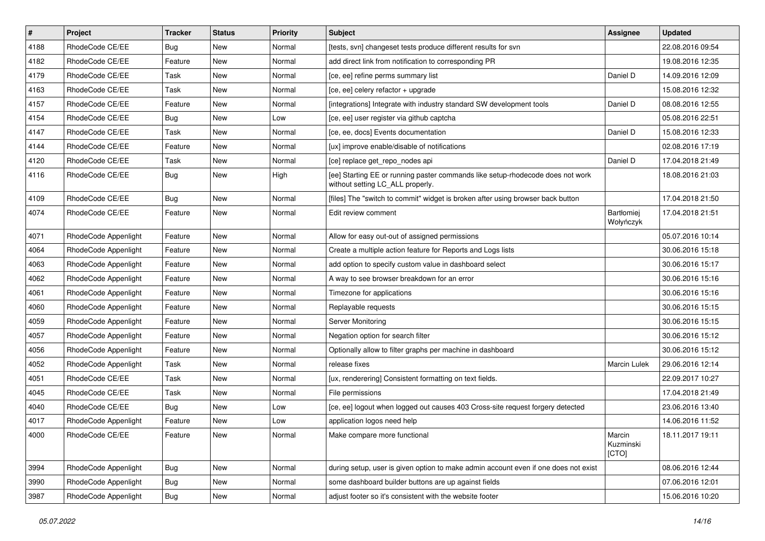| # | Project | Tracker | Status | Priority | Subject | Assignee | Updated |
|---|---|---|---|---|---|---|---|
| 4188 | RhodeCode CE/EE | Bug | New | Normal | [tests, svn] changeset tests produce different results for svn | | 22.08.2016 09:54 |
| 4182 | RhodeCode CE/EE | Feature | New | Normal | add direct link from notification to corresponding PR | | 19.08.2016 12:35 |
| 4179 | RhodeCode CE/EE | Task | New | Normal | [ce, ee] refine perms summary list | Daniel D | 14.09.2016 12:09 |
| 4163 | RhodeCode CE/EE | Task | New | Normal | [ce, ee] celery refactor + upgrade | | 15.08.2016 12:32 |
| 4157 | RhodeCode CE/EE | Feature | New | Normal | [integrations] Integrate with industry standard SW development tools | Daniel D | 08.08.2016 12:55 |
| 4154 | RhodeCode CE/EE | Bug | New | Low | [ce, ee] user register via github captcha | | 05.08.2016 22:51 |
| 4147 | RhodeCode CE/EE | Task | New | Normal | [ce, ee, docs] Events documentation | Daniel D | 15.08.2016 12:33 |
| 4144 | RhodeCode CE/EE | Feature | New | Normal | [ux] improve enable/disable of notifications | | 02.08.2016 17:19 |
| 4120 | RhodeCode CE/EE | Task | New | Normal | [ce] replace get_repo_nodes api | Daniel D | 17.04.2018 21:49 |
| 4116 | RhodeCode CE/EE | Bug | New | High | [ee] Starting EE or running paster commands like setup-rhodecode does not work without setting LC_ALL properly. | | 18.08.2016 21:03 |
| 4109 | RhodeCode CE/EE | Bug | New | Normal | [files] The "switch to commit" widget is broken after using browser back button | | 17.04.2018 21:50 |
| 4074 | RhodeCode CE/EE | Feature | New | Normal | Edit review comment | Bartłomiej Wołyńczyk | 17.04.2018 21:51 |
| 4071 | RhodeCode Appenlight | Feature | New | Normal | Allow for easy out-out of assigned permissions | | 05.07.2016 10:14 |
| 4064 | RhodeCode Appenlight | Feature | New | Normal | Create a multiple action feature for Reports and Logs lists | | 30.06.2016 15:18 |
| 4063 | RhodeCode Appenlight | Feature | New | Normal | add option to specify custom value in dashboard select | | 30.06.2016 15:17 |
| 4062 | RhodeCode Appenlight | Feature | New | Normal | A way to see browser breakdown for an error | | 30.06.2016 15:16 |
| 4061 | RhodeCode Appenlight | Feature | New | Normal | Timezone for applications | | 30.06.2016 15:16 |
| 4060 | RhodeCode Appenlight | Feature | New | Normal | Replayable requests | | 30.06.2016 15:15 |
| 4059 | RhodeCode Appenlight | Feature | New | Normal | Server Monitoring | | 30.06.2016 15:15 |
| 4057 | RhodeCode Appenlight | Feature | New | Normal | Negation option for search filter | | 30.06.2016 15:12 |
| 4056 | RhodeCode Appenlight | Feature | New | Normal | Optionally allow to filter graphs per machine in dashboard | | 30.06.2016 15:12 |
| 4052 | RhodeCode Appenlight | Task | New | Normal | release fixes | Marcin Lulek | 29.06.2016 12:14 |
| 4051 | RhodeCode CE/EE | Task | New | Normal | [ux, renderering] Consistent formatting on text fields. | | 22.09.2017 10:27 |
| 4045 | RhodeCode CE/EE | Task | New | Normal | File permissions | | 17.04.2018 21:49 |
| 4040 | RhodeCode CE/EE | Bug | New | Low | [ce, ee] logout when logged out causes 403 Cross-site request forgery detected | | 23.06.2016 13:40 |
| 4017 | RhodeCode Appenlight | Feature | New | Low | application logos need help | | 14.06.2016 11:52 |
| 4000 | RhodeCode CE/EE | Feature | New | Normal | Make compare more functional | Marcin Kuzminski [CTO] | 18.11.2017 19:11 |
| 3994 | RhodeCode Appenlight | Bug | New | Normal | during setup, user is given option to make admin account even if one does not exist | | 08.06.2016 12:44 |
| 3990 | RhodeCode Appenlight | Bug | New | Normal | some dashboard builder buttons are up against fields | | 07.06.2016 12:01 |
| 3987 | RhodeCode Appenlight | Bug | New | Normal | adjust footer so it's consistent with the website footer | | 15.06.2016 10:20 |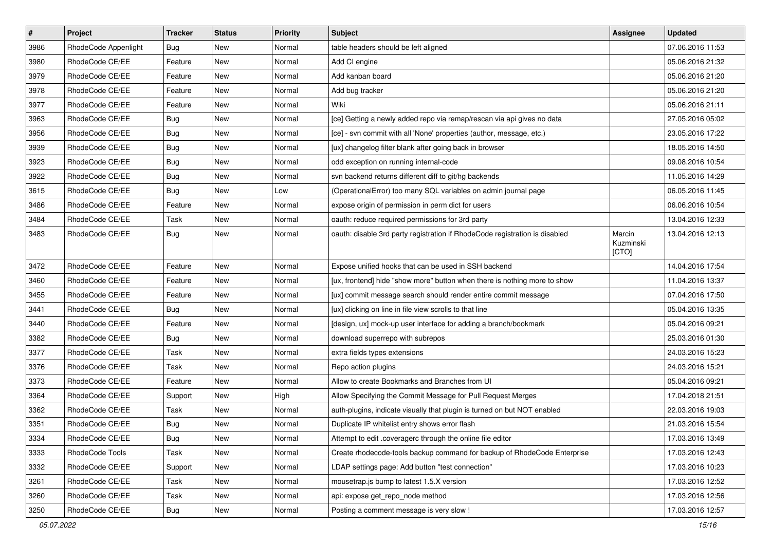| # | Project | Tracker | Status | Priority | Subject | Assignee | Updated |
|---|---|---|---|---|---|---|---|
| 3986 | RhodeCode Appenlight | Bug | New | Normal | table headers should be left aligned | | 07.06.2016 11:53 |
| 3980 | RhodeCode CE/EE | Feature | New | Normal | Add CI engine | | 05.06.2016 21:32 |
| 3979 | RhodeCode CE/EE | Feature | New | Normal | Add kanban board | | 05.06.2016 21:20 |
| 3978 | RhodeCode CE/EE | Feature | New | Normal | Add bug tracker | | 05.06.2016 21:20 |
| 3977 | RhodeCode CE/EE | Feature | New | Normal | Wiki | | 05.06.2016 21:11 |
| 3963 | RhodeCode CE/EE | Bug | New | Normal | [ce] Getting a newly added repo via remap/rescan via api gives no data | | 27.05.2016 05:02 |
| 3956 | RhodeCode CE/EE | Bug | New | Normal | [ce] - svn commit with all 'None' properties (author, message, etc.) | | 23.05.2016 17:22 |
| 3939 | RhodeCode CE/EE | Bug | New | Normal | [ux] changelog filter blank after going back in browser | | 18.05.2016 14:50 |
| 3923 | RhodeCode CE/EE | Bug | New | Normal | odd exception on running internal-code | | 09.08.2016 10:54 |
| 3922 | RhodeCode CE/EE | Bug | New | Normal | svn backend returns different diff to git/hg backends | | 11.05.2016 14:29 |
| 3615 | RhodeCode CE/EE | Bug | New | Low | (OperationalError) too many SQL variables on admin journal page | | 06.05.2016 11:45 |
| 3486 | RhodeCode CE/EE | Feature | New | Normal | expose origin of permission in perm dict for users | | 06.06.2016 10:54 |
| 3484 | RhodeCode CE/EE | Task | New | Normal | oauth: reduce required permissions for 3rd party | | 13.04.2016 12:33 |
| 3483 | RhodeCode CE/EE | Bug | New | Normal | oauth: disable 3rd party registration if RhodeCode registration is disabled | Marcin Kuzminski [CTO] | 13.04.2016 12:13 |
| 3472 | RhodeCode CE/EE | Feature | New | Normal | Expose unified hooks that can be used in SSH backend | | 14.04.2016 17:54 |
| 3460 | RhodeCode CE/EE | Feature | New | Normal | [ux, frontend] hide "show more" button when there is nothing more to show | | 11.04.2016 13:37 |
| 3455 | RhodeCode CE/EE | Feature | New | Normal | [ux] commit message search should render entire commit message | | 07.04.2016 17:50 |
| 3441 | RhodeCode CE/EE | Bug | New | Normal | [ux] clicking on line in file view scrolls to that line | | 05.04.2016 13:35 |
| 3440 | RhodeCode CE/EE | Feature | New | Normal | [design, ux] mock-up user interface for adding a branch/bookmark | | 05.04.2016 09:21 |
| 3382 | RhodeCode CE/EE | Bug | New | Normal | download superrepo with subrepos | | 25.03.2016 01:30 |
| 3377 | RhodeCode CE/EE | Task | New | Normal | extra fields types extensions | | 24.03.2016 15:23 |
| 3376 | RhodeCode CE/EE | Task | New | Normal | Repo action plugins | | 24.03.2016 15:21 |
| 3373 | RhodeCode CE/EE | Feature | New | Normal | Allow to create Bookmarks and Branches from UI | | 05.04.2016 09:21 |
| 3364 | RhodeCode CE/EE | Support | New | High | Allow Specifying the Commit Message for Pull Request Merges | | 17.04.2018 21:51 |
| 3362 | RhodeCode CE/EE | Task | New | Normal | auth-plugins, indicate visually that plugin is turned on but NOT enabled | | 22.03.2016 19:03 |
| 3351 | RhodeCode CE/EE | Bug | New | Normal | Duplicate IP whitelist entry shows error flash | | 21.03.2016 15:54 |
| 3334 | RhodeCode CE/EE | Bug | New | Normal | Attempt to edit .coveragerc through the online file editor | | 17.03.2016 13:49 |
| 3333 | RhodeCode Tools | Task | New | Normal | Create rhodecode-tools backup command for backup of RhodeCode Enterprise | | 17.03.2016 12:43 |
| 3332 | RhodeCode CE/EE | Support | New | Normal | LDAP settings page: Add button "test connection" | | 17.03.2016 10:23 |
| 3261 | RhodeCode CE/EE | Task | New | Normal | mousetrap.js bump to latest 1.5.X version | | 17.03.2016 12:52 |
| 3260 | RhodeCode CE/EE | Task | New | Normal | api: expose get_repo_node method | | 17.03.2016 12:56 |
| 3250 | RhodeCode CE/EE | Bug | New | Normal | Posting a comment message is very slow ! | | 17.03.2016 12:57 |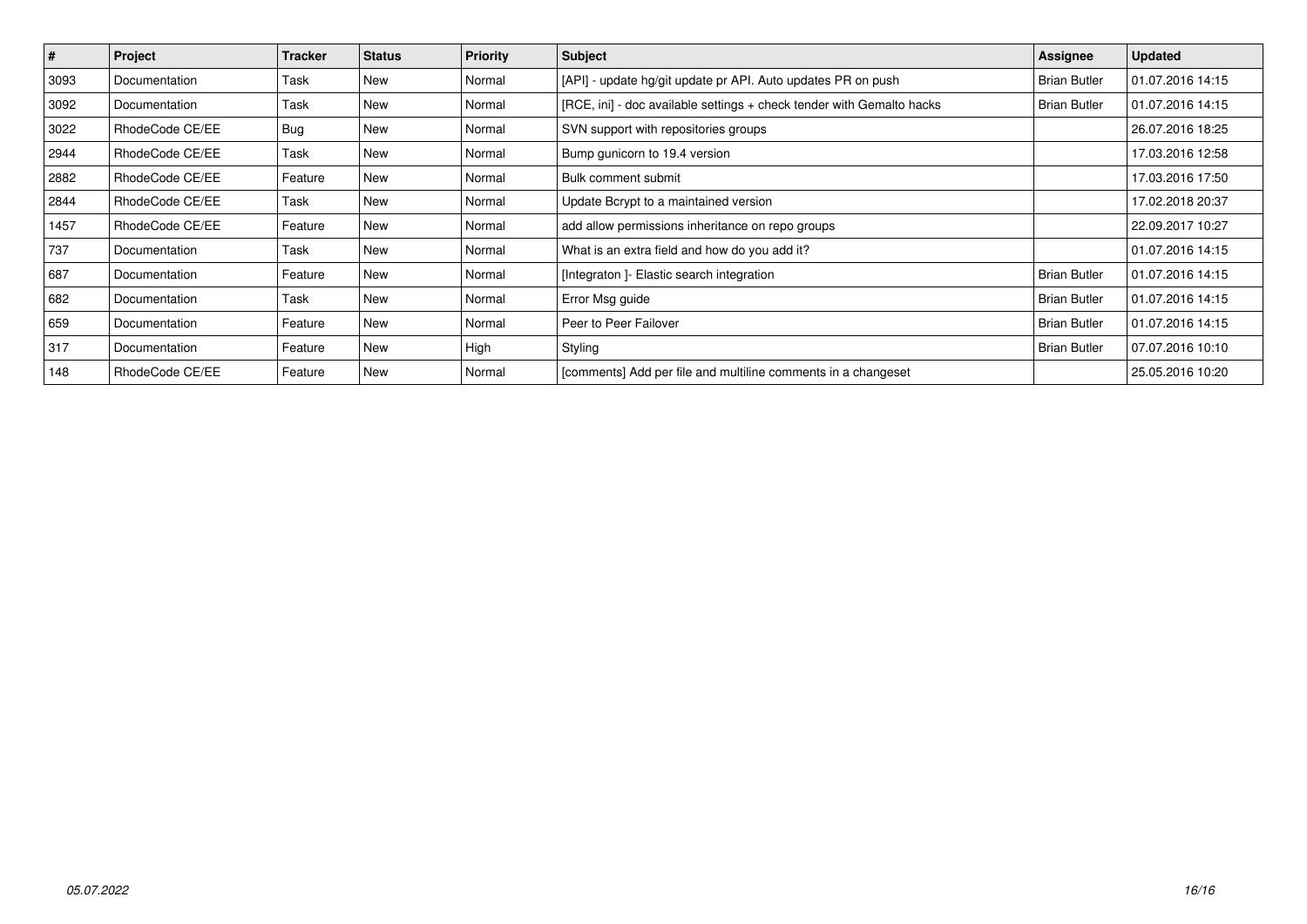| # | Project | Tracker | Status | Priority | Subject | Assignee | Updated |
|---|---|---|---|---|---|---|---|
| 3093 | Documentation | Task | New | Normal | [API] - update hg/git update pr API. Auto updates PR on push | Brian Butler | 01.07.2016 14:15 |
| 3092 | Documentation | Task | New | Normal | [RCE, ini] - doc available settings + check tender with Gemalto hacks | Brian Butler | 01.07.2016 14:15 |
| 3022 | RhodeCode CE/EE | Bug | New | Normal | SVN support with repositories groups | | 26.07.2016 18:25 |
| 2944 | RhodeCode CE/EE | Task | New | Normal | Bump gunicorn to 19.4 version | | 17.03.2016 12:58 |
| 2882 | RhodeCode CE/EE | Feature | New | Normal | Bulk comment submit | | 17.03.2016 17:50 |
| 2844 | RhodeCode CE/EE | Task | New | Normal | Update Bcrypt to a maintained version | | 17.02.2018 20:37 |
| 1457 | RhodeCode CE/EE | Feature | New | Normal | add allow permissions inheritance on repo groups | | 22.09.2017 10:27 |
| 737 | Documentation | Task | New | Normal | What is an extra field and how do you add it? | | 01.07.2016 14:15 |
| 687 | Documentation | Feature | New | Normal | [Integraton ]- Elastic search integration | Brian Butler | 01.07.2016 14:15 |
| 682 | Documentation | Task | New | Normal | Error Msg guide | Brian Butler | 01.07.2016 14:15 |
| 659 | Documentation | Feature | New | Normal | Peer to Peer Failover | Brian Butler | 01.07.2016 14:15 |
| 317 | Documentation | Feature | New | High | Styling | Brian Butler | 07.07.2016 10:10 |
| 148 | RhodeCode CE/EE | Feature | New | Normal | [comments] Add per file and multiline comments in a changeset | | 25.05.2016 10:20 |